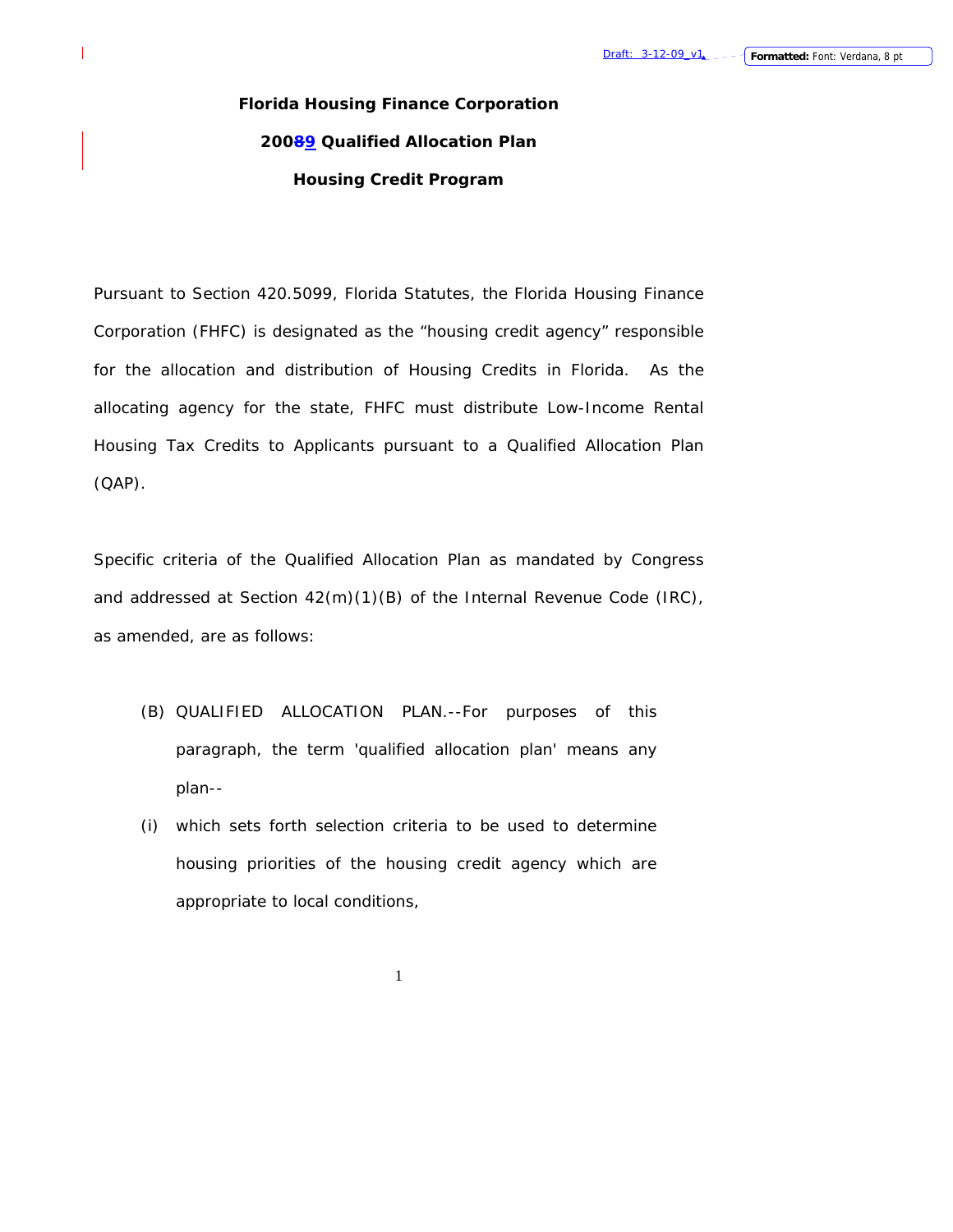Draft: 3-12-09_v1

# Florida Housing Finance Corporation

## 20089 Qualified Allocation Plan

## Housing Credit Program

Pursuant to Section 420.5099, Florida Statutes, the Florida Housing Finance Corporation (FHFC) is designated as the "housing credit agency" responsible for the allocation and distribution of Housing Credits in Florida. As the allocating agency for the state, FHFC must distribute Low-Income Rental Housing Tax Credits to Applicants pursuant to a Qualified Allocation Plan (QAP).

Specific criteria of the Qualified Allocation Plan as mandated by Congress and addressed at Section 42(m)(1)(B) of the Internal Revenue Code (IRC), as amended, are as follows:

(B) QUALIFIED ALLOCATION PLAN.--For purposes of this paragraph, the term 'qualified allocation plan' means any plan--

(i) which sets forth selection criteria to be used to determine housing priorities of the housing credit agency which are appropriate to local conditions,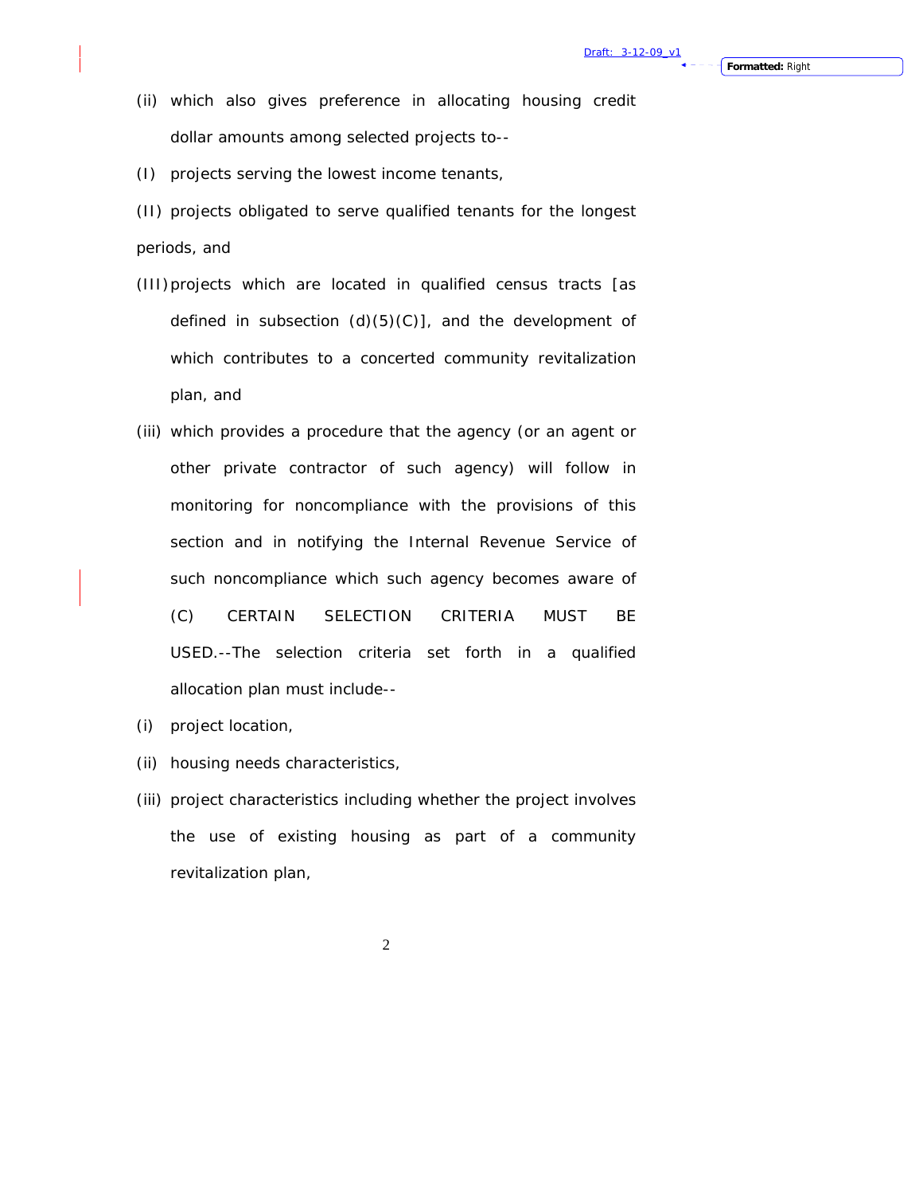(ii) which also gives preference in allocating housing credit dollar amounts among selected projects to--

(I) projects serving the lowest income tenants,

(II) projects obligated to serve qualified tenants for the longest periods, and

(III) projects which are located in qualified census tracts [as defined in subsection (d)(5)(C)], and the development of which contributes to a concerted community revitalization plan, and

(iii) which provides a procedure that the agency (or an agent or other private contractor of such agency) will follow in monitoring for noncompliance with the provisions of this section and in notifying the Internal Revenue Service of such noncompliance which such agency becomes aware of

(C) CERTAIN SELECTION CRITERIA MUST BE USED.--The selection criteria set forth in a qualified allocation plan must include--

(i) project location,

(ii) housing needs characteristics,

(iii) project characteristics including whether the project involves the use of existing housing as part of a community revitalization plan,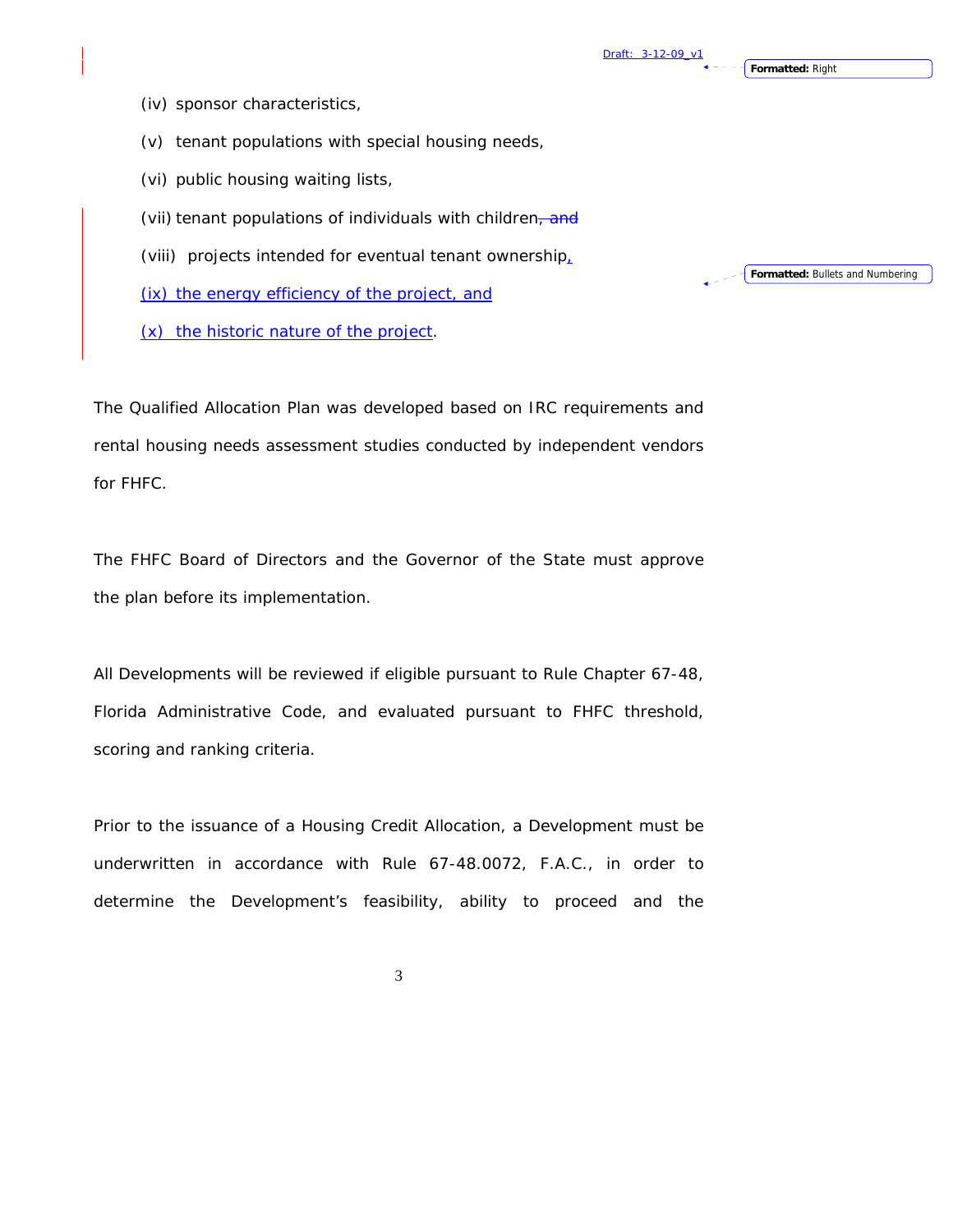(iv) sponsor characteristics,

(v) tenant populations with special housing needs,

(vi) public housing waiting lists,

(vii) tenant populations of individuals with children~~, and~~

(viii) projects intended for eventual tenant ownership,

(ix) the energy efficiency of the project, and

(x) the historic nature of the project.

The Qualified Allocation Plan was developed based on IRC requirements and rental housing needs assessment studies conducted by independent vendors for FHFC.

The FHFC Board of Directors and the Governor of the State must approve the plan before its implementation.

All Developments will be reviewed if eligible pursuant to Rule Chapter 67-48, Florida Administrative Code, and evaluated pursuant to FHFC threshold, scoring and ranking criteria.

Prior to the issuance of a Housing Credit Allocation, a Development must be underwritten in accordance with Rule 67-48.0072, F.A.C., in order to determine the Development's feasibility, ability to proceed and the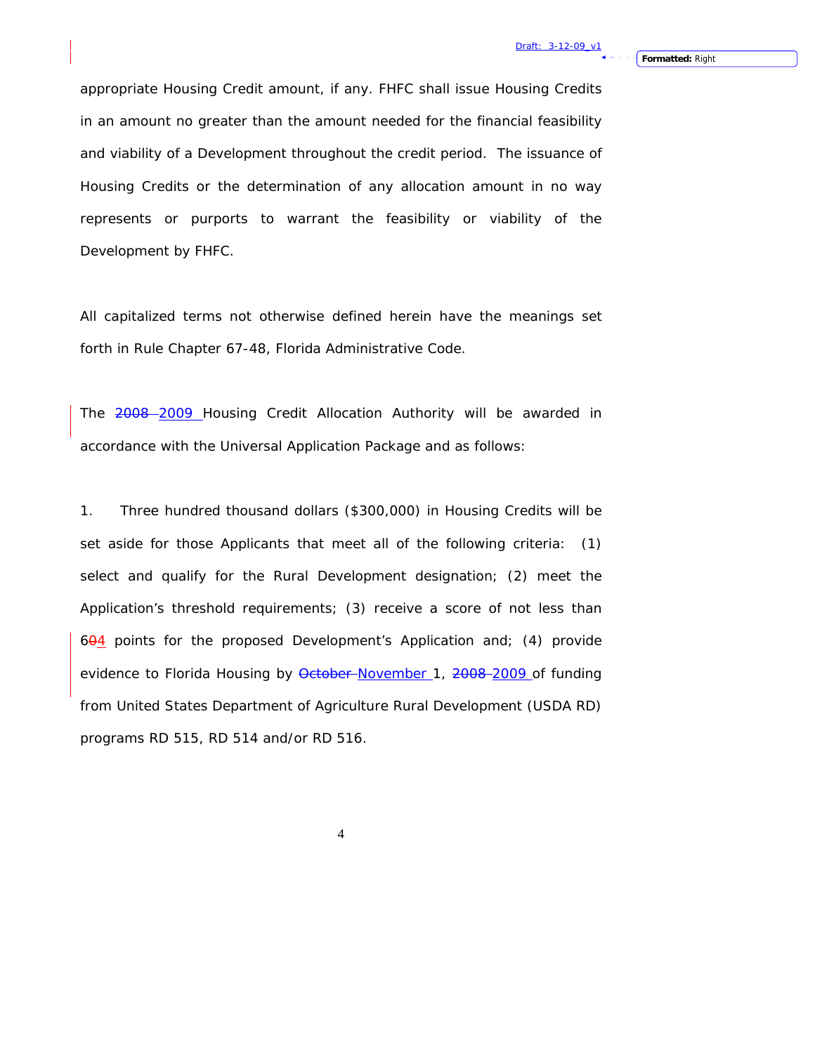appropriate Housing Credit amount, if any. FHFC shall issue Housing Credits in an amount no greater than the amount needed for the financial feasibility and viability of a Development throughout the credit period. The issuance of Housing Credits or the determination of any allocation amount in no way represents or purports to warrant the feasibility or viability of the Development by FHFC.

All capitalized terms not otherwise defined herein have the meanings set forth in Rule Chapter 67-48, Florida Administrative Code.

The ~~2008~~ 2009 Housing Credit Allocation Authority will be awarded in accordance with the Universal Application Package and as follows:

1. Three hundred thousand dollars ($300,000) in Housing Credits will be set aside for those Applicants that meet all of the following criteria: (1) select and qualify for the Rural Development designation; (2) meet the Application's threshold requirements; (3) receive a score of not less than 6~~0~~4 points for the proposed Development's Application and; (4) provide evidence to Florida Housing by ~~October~~ November 1, ~~2008~~ 2009 of funding from United States Department of Agriculture Rural Development (USDA RD) programs RD 515, RD 514 and/or RD 516.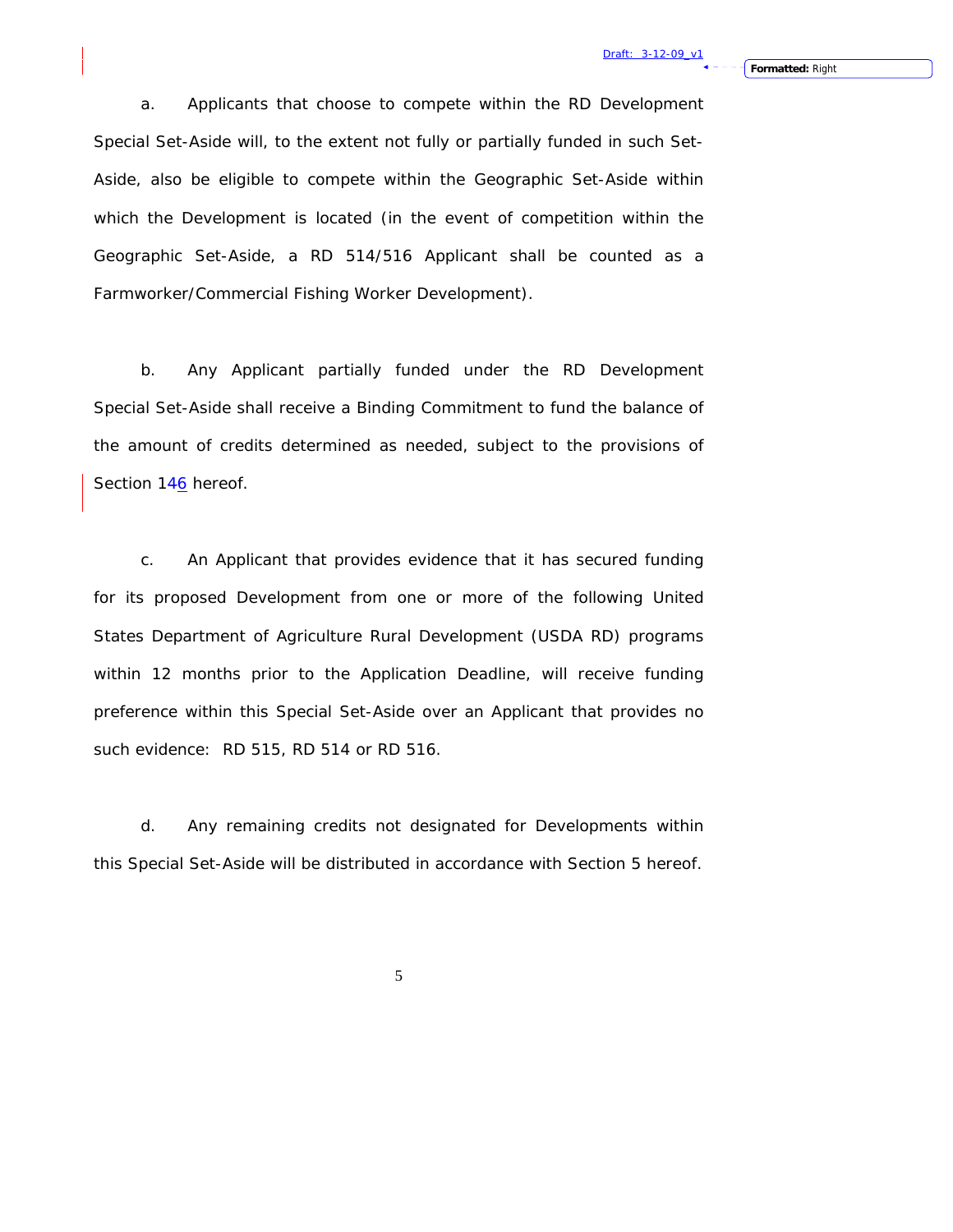a. Applicants that choose to compete within the RD Development Special Set-Aside will, to the extent not fully or partially funded in such Set-Aside, also be eligible to compete within the Geographic Set-Aside within which the Development is located (in the event of competition within the Geographic Set-Aside, a RD 514/516 Applicant shall be counted as a Farmworker/Commercial Fishing Worker Development).

b. Any Applicant partially funded under the RD Development Special Set-Aside shall receive a Binding Commitment to fund the balance of the amount of credits determined as needed, subject to the provisions of Section 146 hereof.

c. An Applicant that provides evidence that it has secured funding for its proposed Development from one or more of the following United States Department of Agriculture Rural Development (USDA RD) programs within 12 months prior to the Application Deadline, will receive funding preference within this Special Set-Aside over an Applicant that provides no such evidence: RD 515, RD 514 or RD 516.

d. Any remaining credits not designated for Developments within this Special Set-Aside will be distributed in accordance with Section 5 hereof.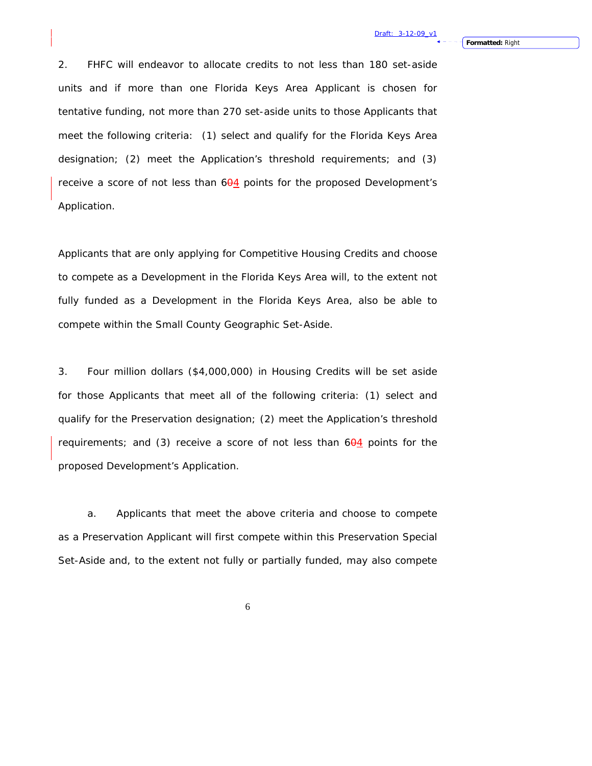2. FHFC will endeavor to allocate credits to not less than 180 set-aside units and if more than one Florida Keys Area Applicant is chosen for tentative funding, not more than 270 set-aside units to those Applicants that meet the following criteria: (1) select and qualify for the Florida Keys Area designation; (2) meet the Application's threshold requirements; and (3) receive a score of not less than 6~~0~~4 points for the proposed Development's Application.

Applicants that are only applying for Competitive Housing Credits and choose to compete as a Development in the Florida Keys Area will, to the extent not fully funded as a Development in the Florida Keys Area, also be able to compete within the Small County Geographic Set-Aside.

3. Four million dollars ($4,000,000) in Housing Credits will be set aside for those Applicants that meet all of the following criteria: (1) select and qualify for the Preservation designation; (2) meet the Application's threshold requirements; and (3) receive a score of not less than 6~~0~~4 points for the proposed Development's Application.

a. Applicants that meet the above criteria and choose to compete as a Preservation Applicant will first compete within this Preservation Special Set-Aside and, to the extent not fully or partially funded, may also compete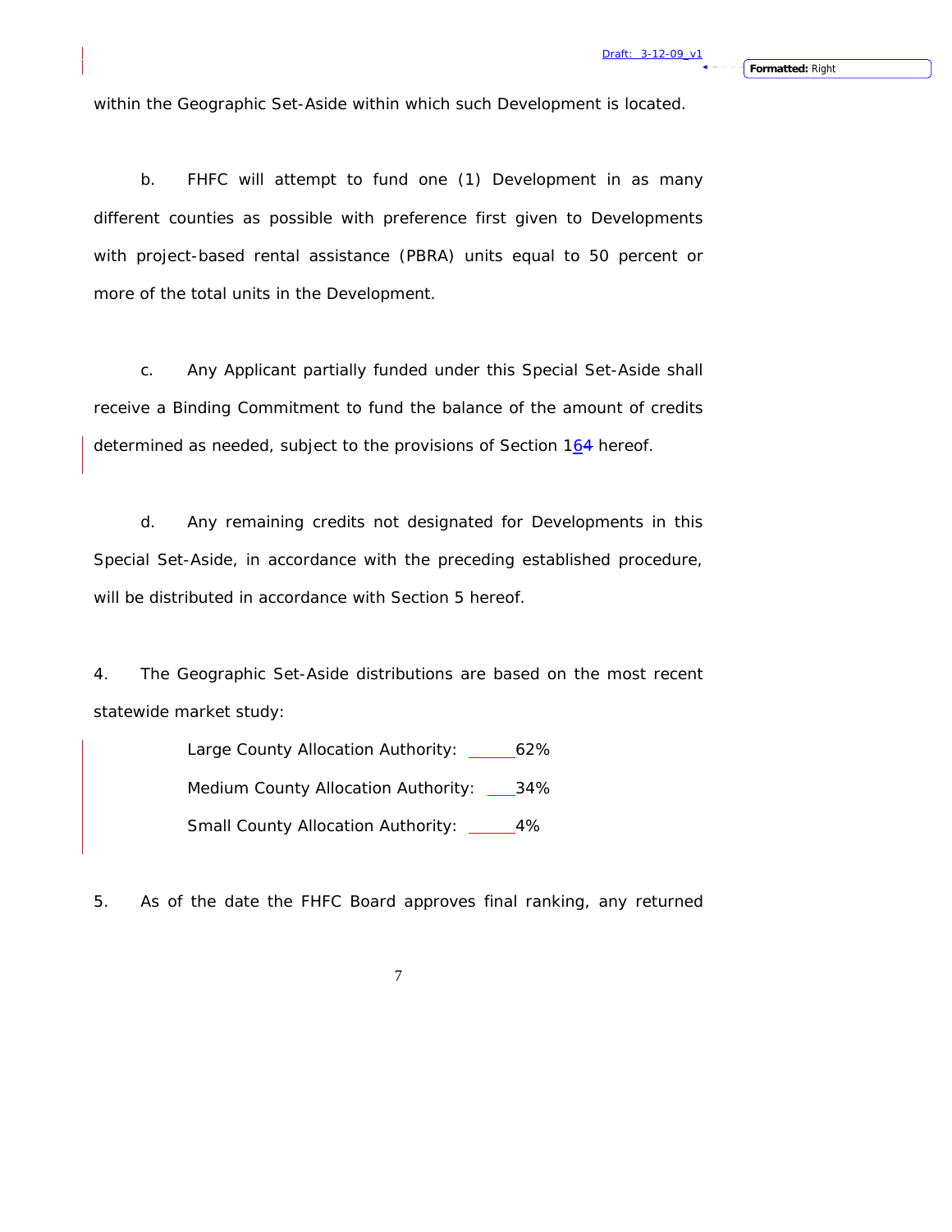within the Geographic Set-Aside within which such Development is located.

b. FHFC will attempt to fund one (1) Development in as many different counties as possible with preference first given to Developments with project-based rental assistance (PBRA) units equal to 50 percent or more of the total units in the Development.

c. Any Applicant partially funded under this Special Set-Aside shall receive a Binding Commitment to fund the balance of the amount of credits determined as needed, subject to the provisions of Section 164 hereof.

d. Any remaining credits not designated for Developments in this Special Set-Aside, in accordance with the preceding established procedure, will be distributed in accordance with Section 5 hereof.

4. The Geographic Set-Aside distributions are based on the most recent statewide market study:

Large County Allocation Authority: 62%

Medium County Allocation Authority: 34%

Small County Allocation Authority: 4%

5. As of the date the FHFC Board approves final ranking, any returned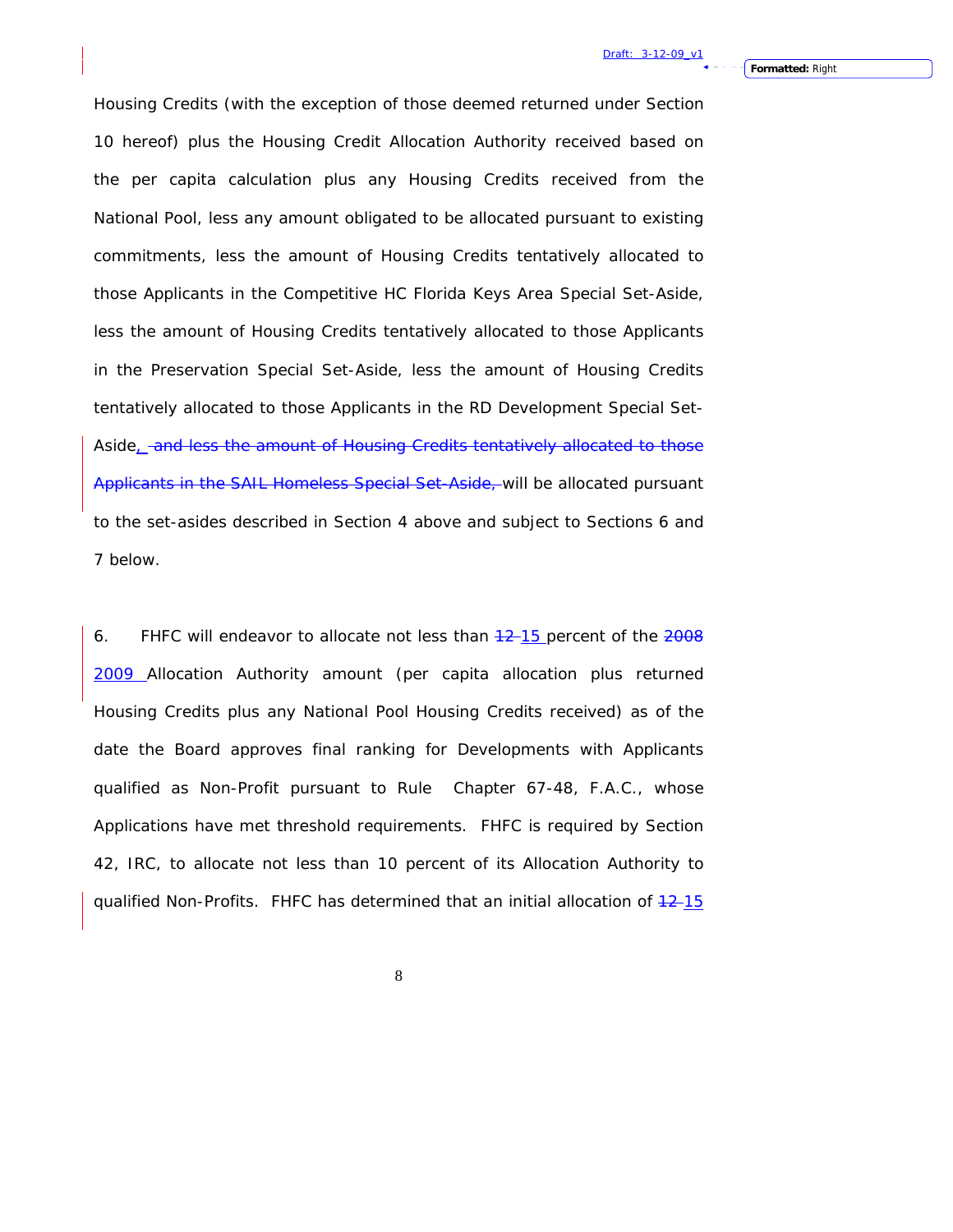Housing Credits (with the exception of those deemed returned under Section 10 hereof) plus the Housing Credit Allocation Authority received based on the per capita calculation plus any Housing Credits received from the National Pool, less any amount obligated to be allocated pursuant to existing commitments, less the amount of Housing Credits tentatively allocated to those Applicants in the Competitive HC Florida Keys Area Special Set-Aside, less the amount of Housing Credits tentatively allocated to those Applicants in the Preservation Special Set-Aside, less the amount of Housing Credits tentatively allocated to those Applicants in the RD Development Special Set-Aside, ~~and less the amount of Housing Credits tentatively allocated to those Applicants in the SAIL Homeless Special Set-Aside,~~ will be allocated pursuant to the set-asides described in Section 4 above and subject to Sections 6 and 7 below.

6. FHFC will endeavor to allocate not less than ~~12~~ 15 percent of the ~~2008~~ 2009 Allocation Authority amount (per capita allocation plus returned Housing Credits plus any National Pool Housing Credits received) as of the date the Board approves final ranking for Developments with Applicants qualified as Non-Profit pursuant to Rule Chapter 67-48, F.A.C., whose Applications have met threshold requirements. FHFC is required by Section 42, IRC, to allocate not less than 10 percent of its Allocation Authority to qualified Non-Profits. FHFC has determined that an initial allocation of ~~12~~ 15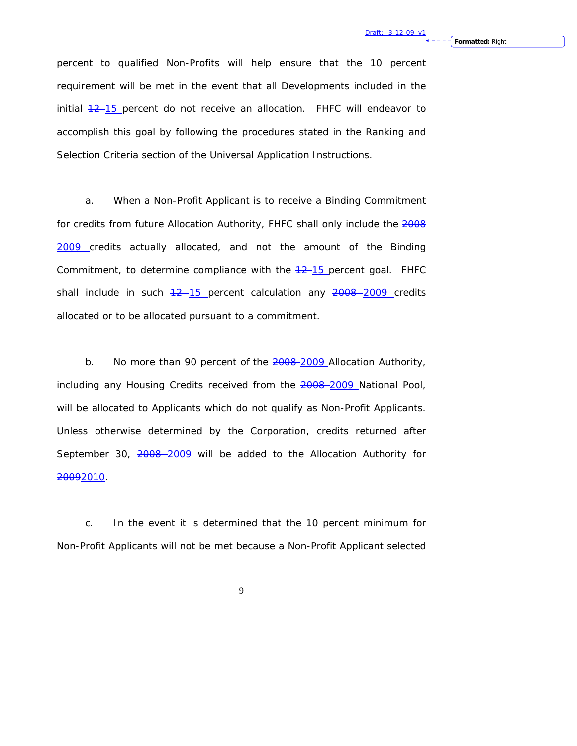percent to qualified Non-Profits will help ensure that the 10 percent requirement will be met in the event that all Developments included in the initial ~~12~~ 15 percent do not receive an allocation. FHFC will endeavor to accomplish this goal by following the procedures stated in the Ranking and Selection Criteria section of the Universal Application Instructions.

a. When a Non-Profit Applicant is to receive a Binding Commitment for credits from future Allocation Authority, FHFC shall only include the ~~2008~~ 2009 credits actually allocated, and not the amount of the Binding Commitment, to determine compliance with the ~~12~~ 15 percent goal. FHFC shall include in such ~~12~~ 15 percent calculation any ~~2008~~ 2009 credits allocated or to be allocated pursuant to a commitment.

b. No more than 90 percent of the ~~2008~~ 2009 Allocation Authority, including any Housing Credits received from the ~~2008~~ 2009 National Pool, will be allocated to Applicants which do not qualify as Non-Profit Applicants. Unless otherwise determined by the Corporation, credits returned after September 30, ~~2008~~ 2009 will be added to the Allocation Authority for ~~2009~~2010.

c. In the event it is determined that the 10 percent minimum for Non-Profit Applicants will not be met because a Non-Profit Applicant selected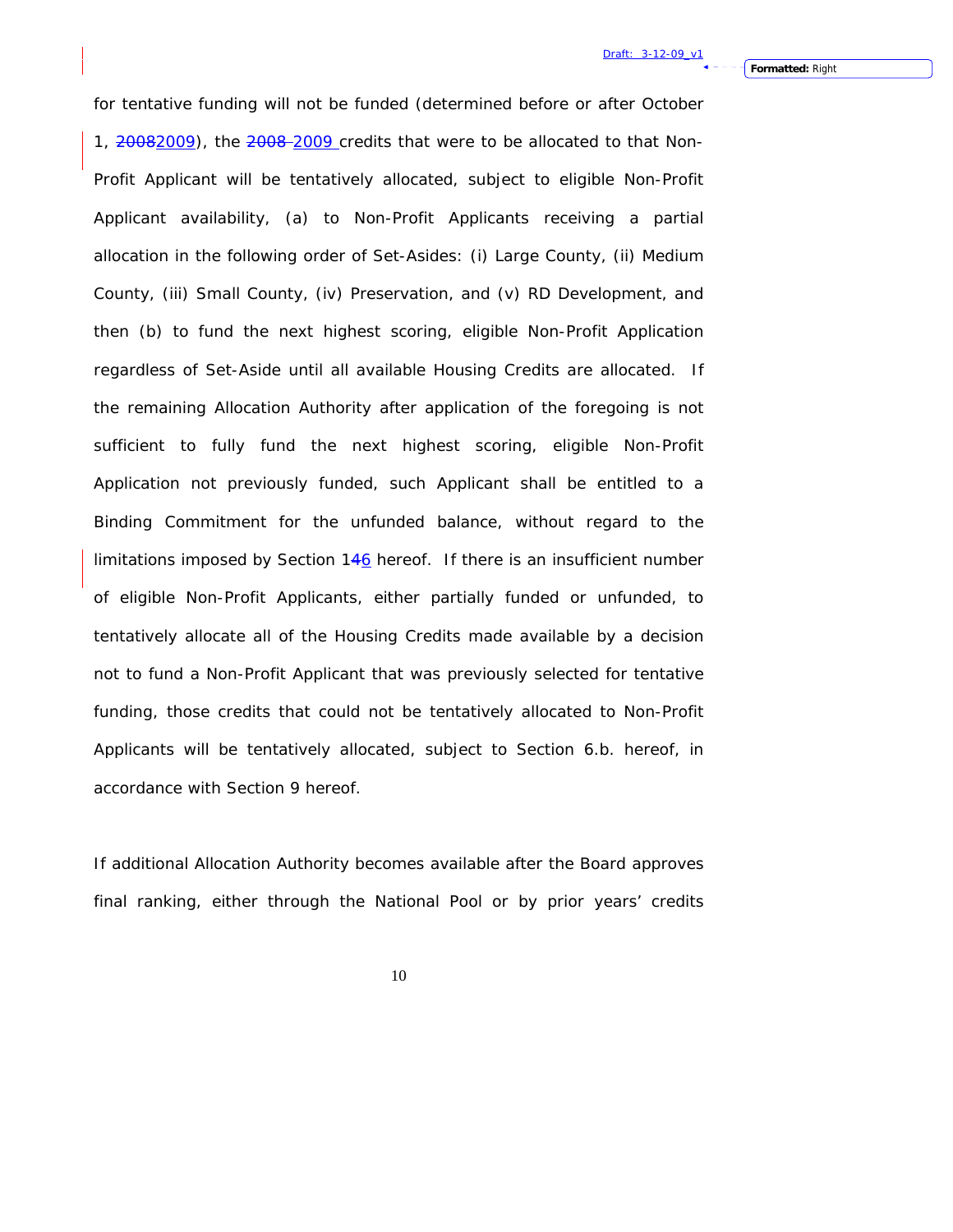for tentative funding will not be funded (determined before or after October 1, ~~2008~~2009), the ~~2008~~ 2009 credits that were to be allocated to that Non-Profit Applicant will be tentatively allocated, subject to eligible Non-Profit Applicant availability, (a) to Non-Profit Applicants receiving a partial allocation in the following order of Set-Asides: (i) Large County, (ii) Medium County, (iii) Small County, (iv) Preservation, and (v) RD Development, and then (b) to fund the next highest scoring, eligible Non-Profit Application regardless of Set-Aside until all available Housing Credits are allocated. If the remaining Allocation Authority after application of the foregoing is not sufficient to fully fund the next highest scoring, eligible Non-Profit Application not previously funded, such Applicant shall be entitled to a Binding Commitment for the unfunded balance, without regard to the limitations imposed by Section 1~~4~~6 hereof. If there is an insufficient number of eligible Non-Profit Applicants, either partially funded or unfunded, to tentatively allocate all of the Housing Credits made available by a decision not to fund a Non-Profit Applicant that was previously selected for tentative funding, those credits that could not be tentatively allocated to Non-Profit Applicants will be tentatively allocated, subject to Section 6.b. hereof, in accordance with Section 9 hereof.

If additional Allocation Authority becomes available after the Board approves final ranking, either through the National Pool or by prior years' credits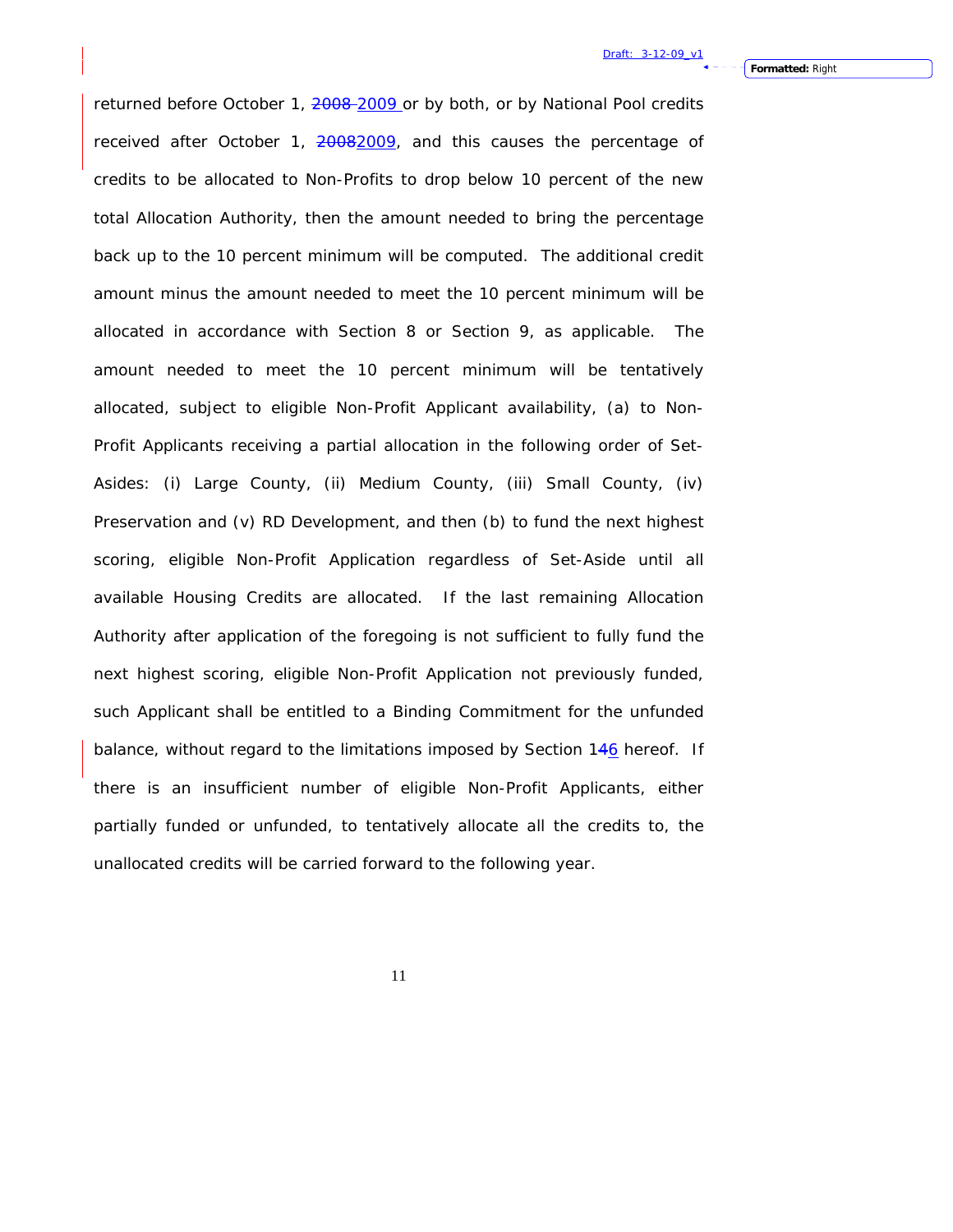returned before October 1, ~~2008~~ 2009 or by both, or by National Pool credits received after October 1, ~~2008~~2009, and this causes the percentage of credits to be allocated to Non-Profits to drop below 10 percent of the new total Allocation Authority, then the amount needed to bring the percentage back up to the 10 percent minimum will be computed. The additional credit amount minus the amount needed to meet the 10 percent minimum will be allocated in accordance with Section 8 or Section 9, as applicable. The amount needed to meet the 10 percent minimum will be tentatively allocated, subject to eligible Non-Profit Applicant availability, (a) to Non-Profit Applicants receiving a partial allocation in the following order of Set-Asides: (i) Large County, (ii) Medium County, (iii) Small County, (iv) Preservation and (v) RD Development, and then (b) to fund the next highest scoring, eligible Non-Profit Application regardless of Set-Aside until all available Housing Credits are allocated. If the last remaining Allocation Authority after application of the foregoing is not sufficient to fully fund the next highest scoring, eligible Non-Profit Application not previously funded, such Applicant shall be entitled to a Binding Commitment for the unfunded balance, without regard to the limitations imposed by Section 1~~4~~6 hereof. If there is an insufficient number of eligible Non-Profit Applicants, either partially funded or unfunded, to tentatively allocate all the credits to, the unallocated credits will be carried forward to the following year.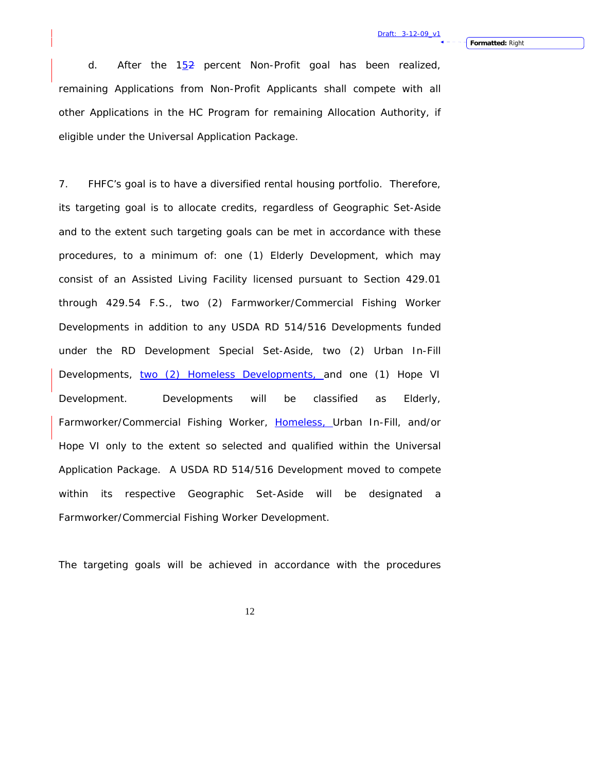d. After the 152 percent Non-Profit goal has been realized, remaining Applications from Non-Profit Applicants shall compete with all other Applications in the HC Program for remaining Allocation Authority, if eligible under the Universal Application Package.

7. FHFC's goal is to have a diversified rental housing portfolio. Therefore, its targeting goal is to allocate credits, regardless of Geographic Set-Aside and to the extent such targeting goals can be met in accordance with these procedures, to a minimum of: one (1) Elderly Development, which may consist of an Assisted Living Facility licensed pursuant to Section 429.01 through 429.54 F.S., two (2) Farmworker/Commercial Fishing Worker Developments in addition to any USDA RD 514/516 Developments funded under the RD Development Special Set-Aside, two (2) Urban In-Fill Developments, two (2) Homeless Developments, and one (1) Hope VI Development. Developments will be classified as Elderly, Farmworker/Commercial Fishing Worker, Homeless, Urban In-Fill, and/or Hope VI only to the extent so selected and qualified within the Universal Application Package. A USDA RD 514/516 Development moved to compete within its respective Geographic Set-Aside will be designated a Farmworker/Commercial Fishing Worker Development.

The targeting goals will be achieved in accordance with the procedures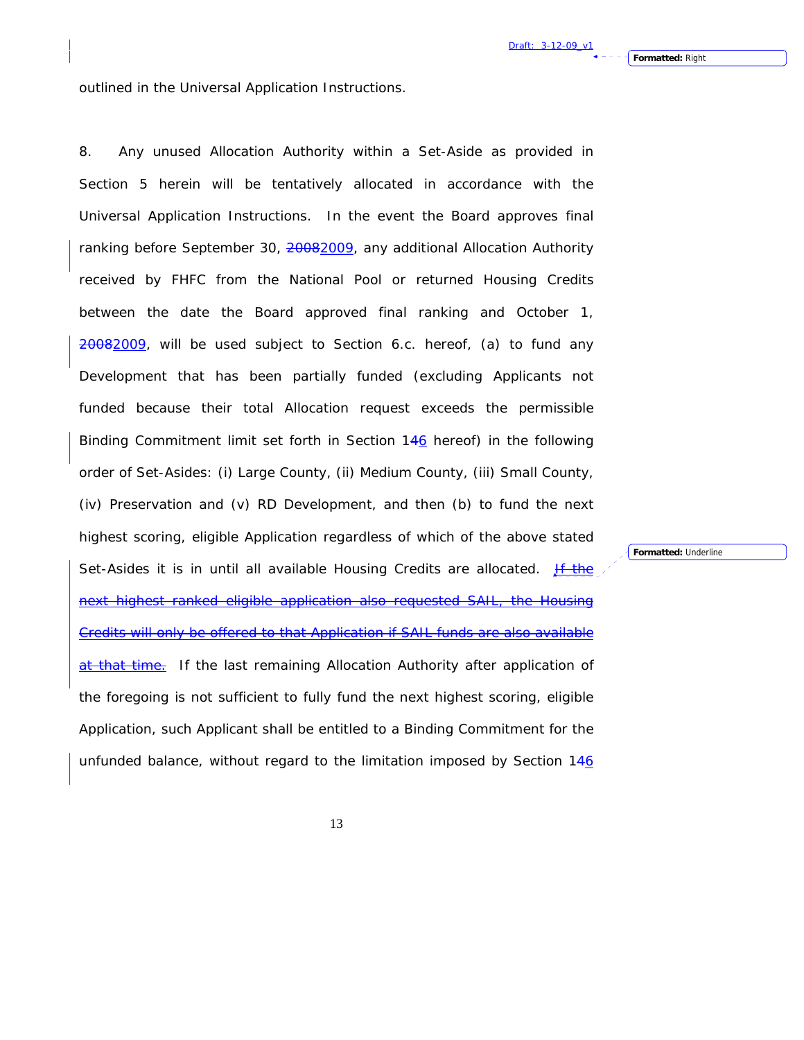outlined in the Universal Application Instructions.

8. Any unused Allocation Authority within a Set-Aside as provided in Section 5 herein will be tentatively allocated in accordance with the Universal Application Instructions. In the event the Board approves final ranking before September 30, ~~2008~~2009, any additional Allocation Authority received by FHFC from the National Pool or returned Housing Credits between the date the Board approved final ranking and October 1, ~~2008~~2009, will be used subject to Section 6.c. hereof, (a) to fund any Development that has been partially funded (excluding Applicants not funded because their total Allocation request exceeds the permissible Binding Commitment limit set forth in Section 1~~4~~6 hereof) in the following order of Set-Asides: (i) Large County, (ii) Medium County, (iii) Small County, (iv) Preservation and (v) RD Development, and then (b) to fund the next highest scoring, eligible Application regardless of which of the above stated Set-Asides it is in until all available Housing Credits are allocated. ~~If the next highest ranked eligible application also requested SAIL, the Housing Credits will only be offered to that Application if SAIL funds are also available at that time.~~ If the last remaining Allocation Authority after application of the foregoing is not sufficient to fully fund the next highest scoring, eligible Application, such Applicant shall be entitled to a Binding Commitment for the unfunded balance, without regard to the limitation imposed by Section 1~~4~~6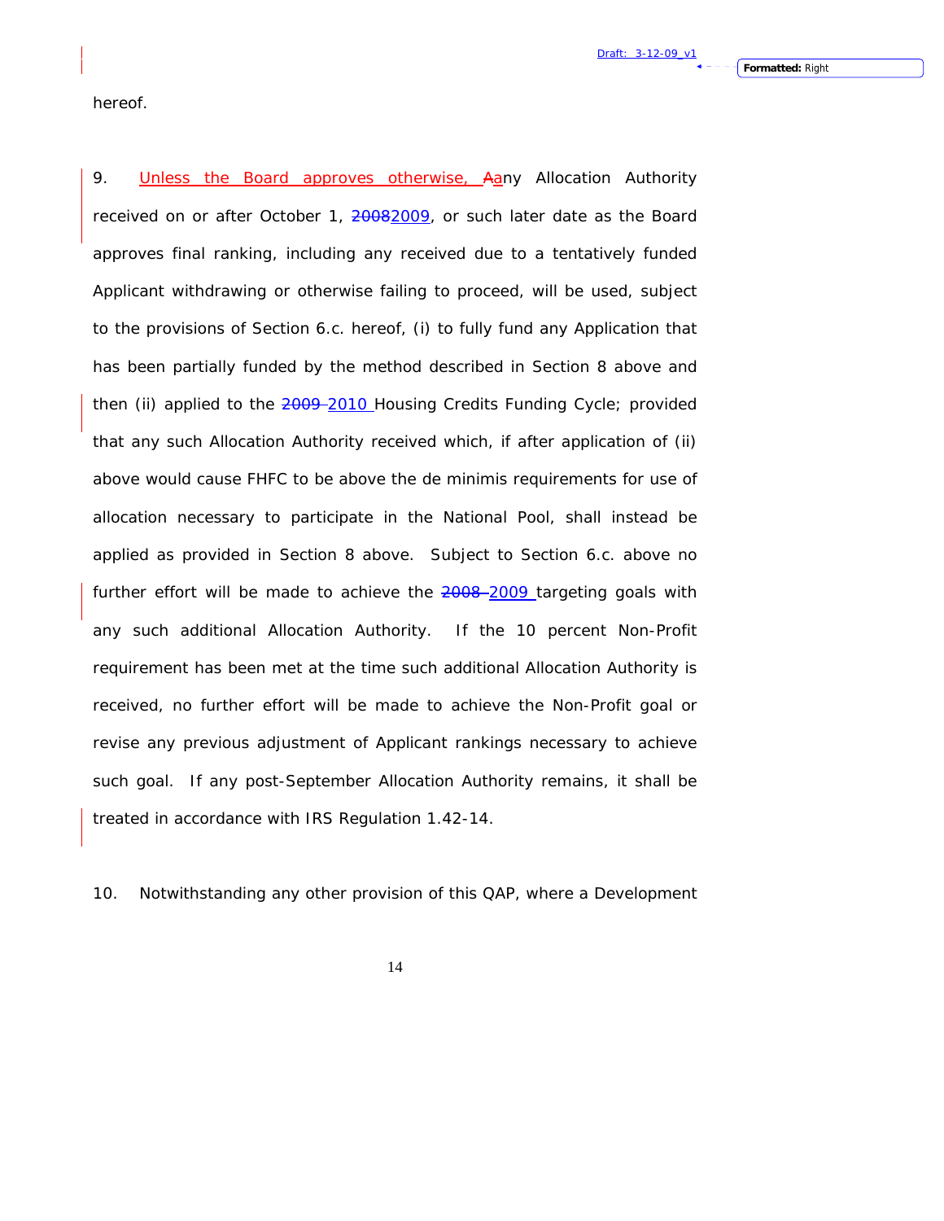hereof.

9. Unless the Board approves otherwise, ~~A~~any Allocation Authority received on or after October 1, ~~2008~~2009, or such later date as the Board approves final ranking, including any received due to a tentatively funded Applicant withdrawing or otherwise failing to proceed, will be used, subject to the provisions of Section 6.c. hereof, (i) to fully fund any Application that has been partially funded by the method described in Section 8 above and then (ii) applied to the ~~2009~~ 2010 Housing Credits Funding Cycle; provided that any such Allocation Authority received which, if after application of (ii) above would cause FHFC to be above the de minimis requirements for use of allocation necessary to participate in the National Pool, shall instead be applied as provided in Section 8 above. Subject to Section 6.c. above no further effort will be made to achieve the ~~2008~~ 2009 targeting goals with any such additional Allocation Authority. If the 10 percent Non-Profit requirement has been met at the time such additional Allocation Authority is received, no further effort will be made to achieve the Non-Profit goal or revise any previous adjustment of Applicant rankings necessary to achieve such goal. If any post-September Allocation Authority remains, it shall be treated in accordance with IRS Regulation 1.42-14.

10. Notwithstanding any other provision of this QAP, where a Development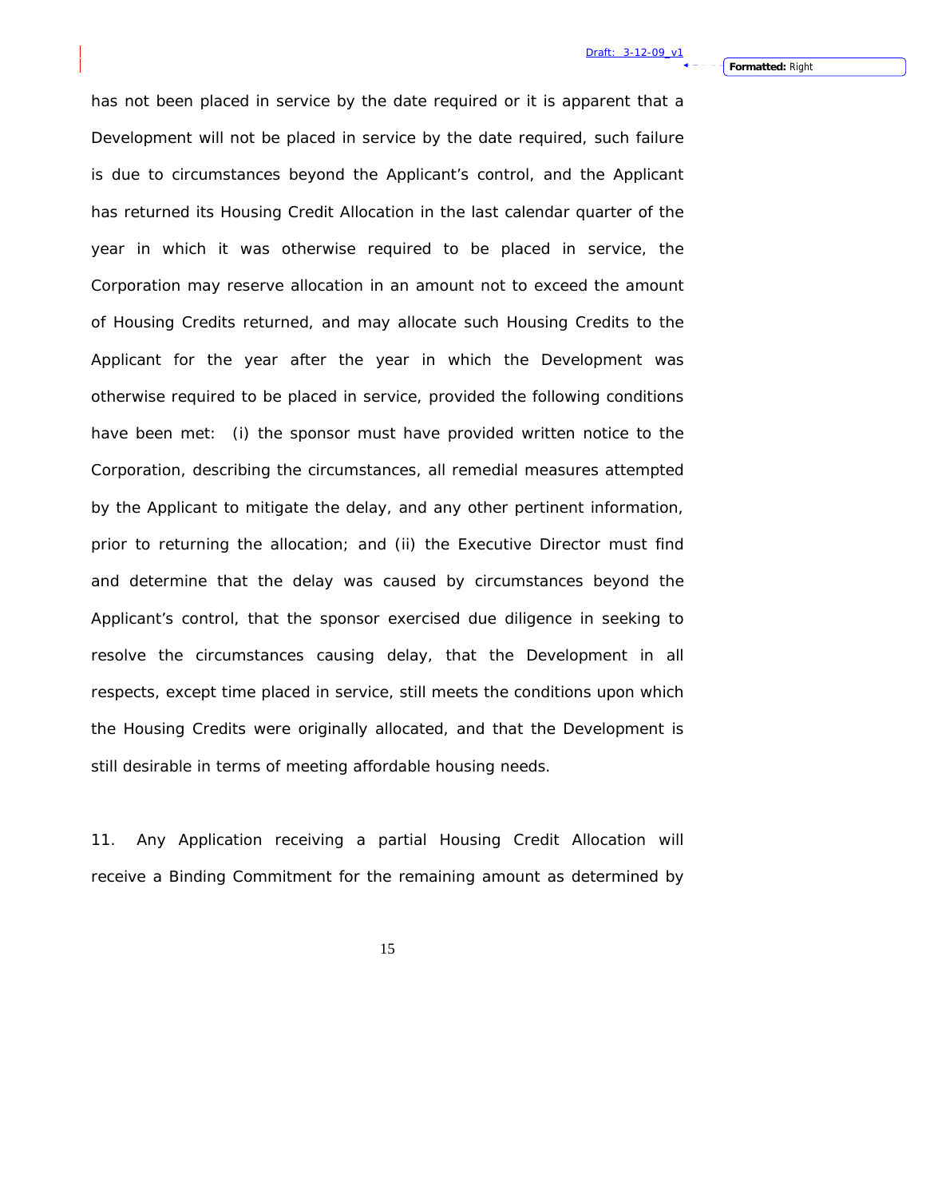has not been placed in service by the date required or it is apparent that a Development will not be placed in service by the date required, such failure is due to circumstances beyond the Applicant's control, and the Applicant has returned its Housing Credit Allocation in the last calendar quarter of the year in which it was otherwise required to be placed in service, the Corporation may reserve allocation in an amount not to exceed the amount of Housing Credits returned, and may allocate such Housing Credits to the Applicant for the year after the year in which the Development was otherwise required to be placed in service, provided the following conditions have been met: (i) the sponsor must have provided written notice to the Corporation, describing the circumstances, all remedial measures attempted by the Applicant to mitigate the delay, and any other pertinent information, prior to returning the allocation; and (ii) the Executive Director must find and determine that the delay was caused by circumstances beyond the Applicant's control, that the sponsor exercised due diligence in seeking to resolve the circumstances causing delay, that the Development in all respects, except time placed in service, still meets the conditions upon which the Housing Credits were originally allocated, and that the Development is still desirable in terms of meeting affordable housing needs.

11. Any Application receiving a partial Housing Credit Allocation will receive a Binding Commitment for the remaining amount as determined by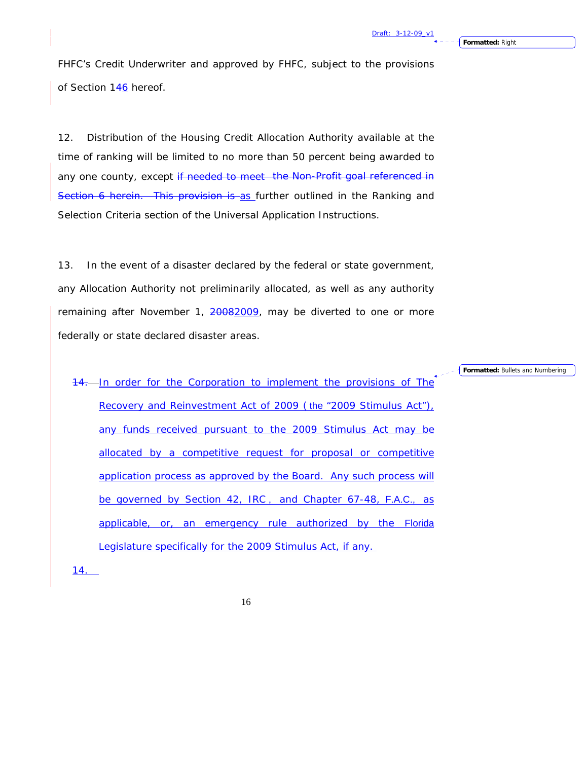FHFC's Credit Underwriter and approved by FHFC, subject to the provisions of Section 146 hereof.

12. Distribution of the Housing Credit Allocation Authority available at the time of ranking will be limited to no more than 50 percent being awarded to any one county, except if needed to meet the Non-Profit goal referenced in Section 6 herein. This provision is as further outlined in the Ranking and Selection Criteria section of the Universal Application Instructions.

13. In the event of a disaster declared by the federal or state government, any Allocation Authority not preliminarily allocated, as well as any authority remaining after November 1, 20082009, may be diverted to one or more federally or state declared disaster areas.

14. In order for the Corporation to implement the provisions of The Recovery and Reinvestment Act of 2009 ( the "2009 Stimulus Act"), any funds received pursuant to the 2009 Stimulus Act may be allocated by a competitive request for proposal or competitive application process as approved by the Board. Any such process will be governed by Section 42, IRC , and Chapter 67-48, F.A.C., as applicable, or, an emergency rule authorized by the Florida Legislature specifically for the 2009 Stimulus Act, if any.

14.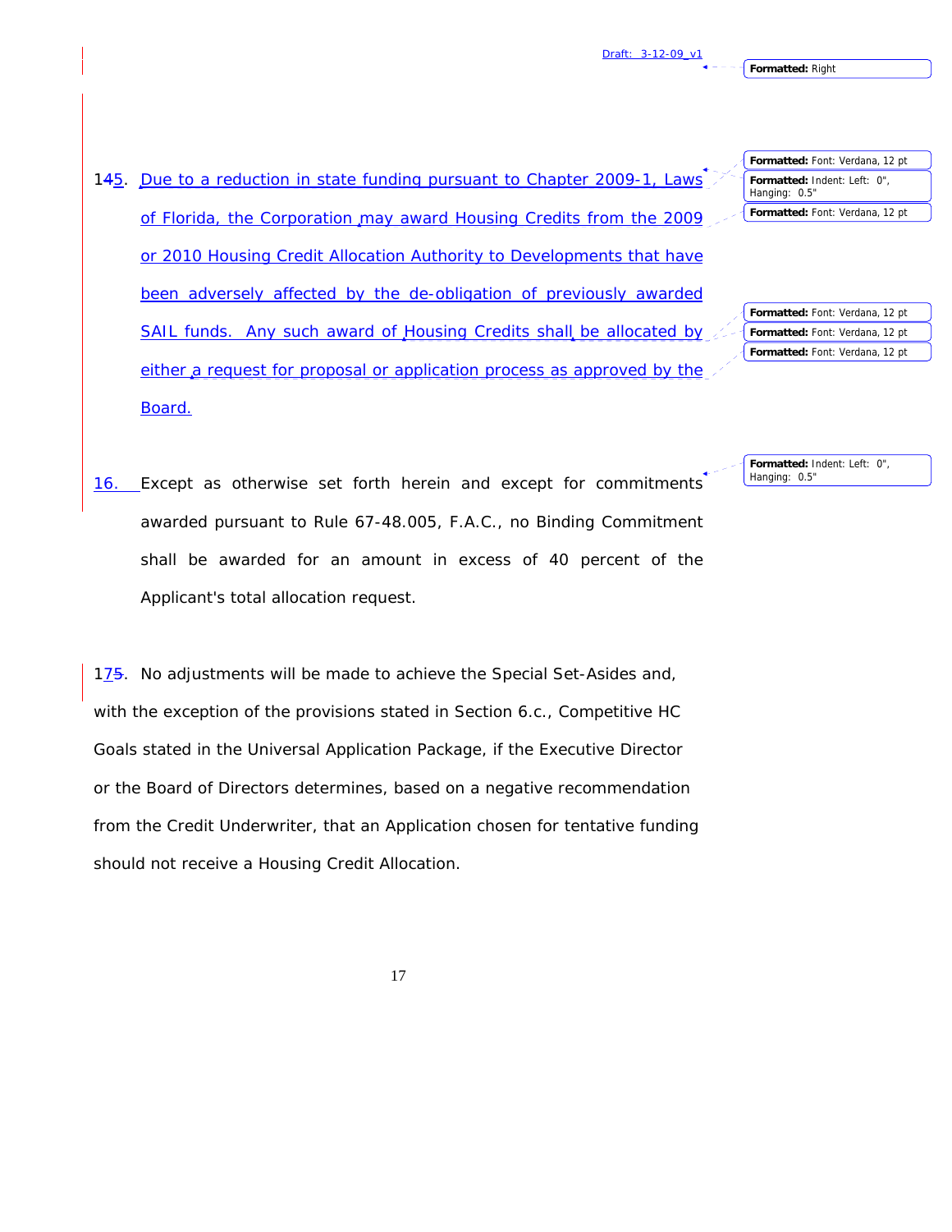15. Due to a reduction in state funding pursuant to Chapter 2009-1, Laws of Florida, the Corporation may award Housing Credits from the 2009 or 2010 Housing Credit Allocation Authority to Developments that have been adversely affected by the de-obligation of previously awarded SAIL funds. Any such award of Housing Credits shall be allocated by either a request for proposal or application process as approved by the Board.

16. Except as otherwise set forth herein and except for commitments awarded pursuant to Rule 67-48.005, F.A.C., no Binding Commitment shall be awarded for an amount in excess of 40 percent of the Applicant's total allocation request.

17. No adjustments will be made to achieve the Special Set-Asides and, with the exception of the provisions stated in Section 6.c., Competitive HC Goals stated in the Universal Application Package, if the Executive Director or the Board of Directors determines, based on a negative recommendation from the Credit Underwriter, that an Application chosen for tentative funding should not receive a Housing Credit Allocation.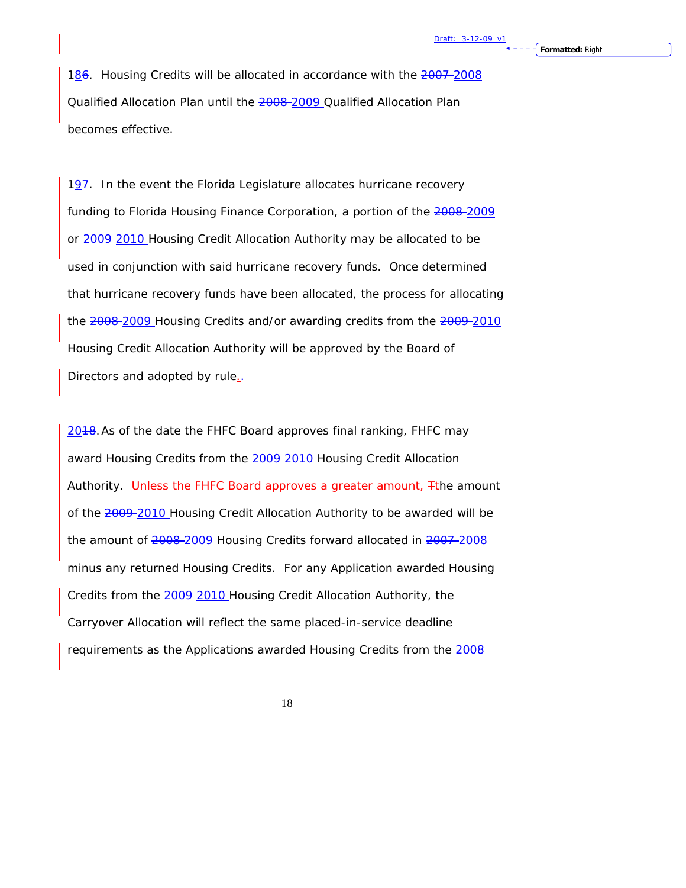1~~6~~8. Housing Credits will be allocated in accordance with the ~~2007~~ 2008 Qualified Allocation Plan until the ~~2008~~ 2009 Qualified Allocation Plan becomes effective.

1~~7~~9. In the event the Florida Legislature allocates hurricane recovery funding to Florida Housing Finance Corporation, a portion of the ~~2008~~ 2009 or ~~2009~~ 2010 Housing Credit Allocation Authority may be allocated to be used in conjunction with said hurricane recovery funds. Once determined that hurricane recovery funds have been allocated, the process for allocating the ~~2008~~ 2009 Housing Credits and/or awarding credits from the ~~2009~~ 2010 Housing Credit Allocation Authority will be approved by the Board of Directors and adopted by rule.

20~~18~~. As of the date the FHFC Board approves final ranking, FHFC may award Housing Credits from the ~~2009~~ 2010 Housing Credit Allocation Authority. Unless the FHFC Board approves a greater amount, ~~T~~the amount of the ~~2009~~ 2010 Housing Credit Allocation Authority to be awarded will be the amount of ~~2008~~ 2009 Housing Credits forward allocated in ~~2007~~ 2008 minus any returned Housing Credits. For any Application awarded Housing Credits from the ~~2009~~ 2010 Housing Credit Allocation Authority, the Carryover Allocation will reflect the same placed-in-service deadline requirements as the Applications awarded Housing Credits from the ~~2008~~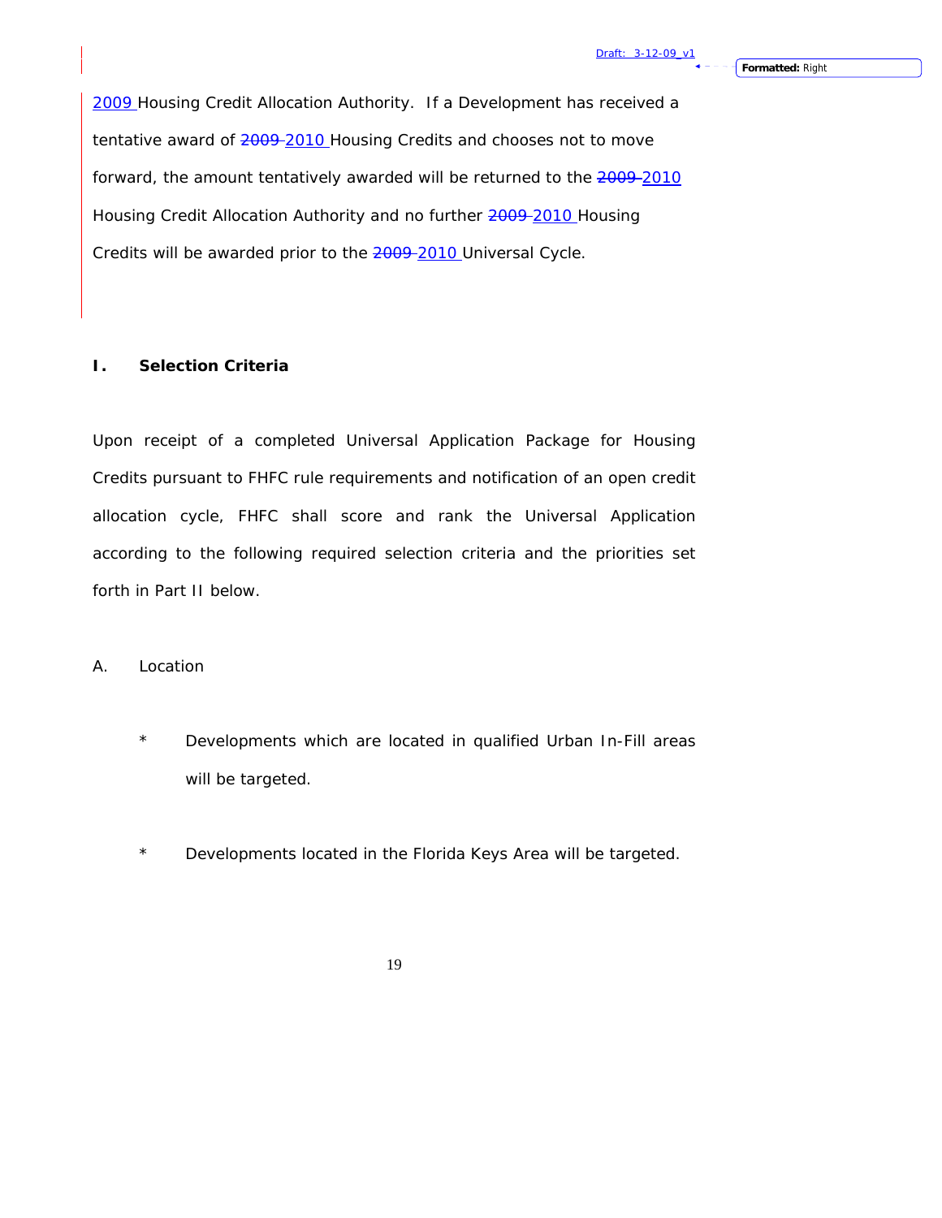2009 Housing Credit Allocation Authority. If a Development has received a tentative award of ~~2009~~ 2010 Housing Credits and chooses not to move forward, the amount tentatively awarded will be returned to the ~~2009~~ 2010 Housing Credit Allocation Authority and no further ~~2009~~ 2010 Housing Credits will be awarded prior to the ~~2009~~ 2010 Universal Cycle.

## I. Selection Criteria

Upon receipt of a completed Universal Application Package for Housing Credits pursuant to FHFC rule requirements and notification of an open credit allocation cycle, FHFC shall score and rank the Universal Application according to the following required selection criteria and the priorities set forth in Part II below.

### A. Location

- Developments which are located in qualified Urban In-Fill areas will be targeted.

- Developments located in the Florida Keys Area will be targeted.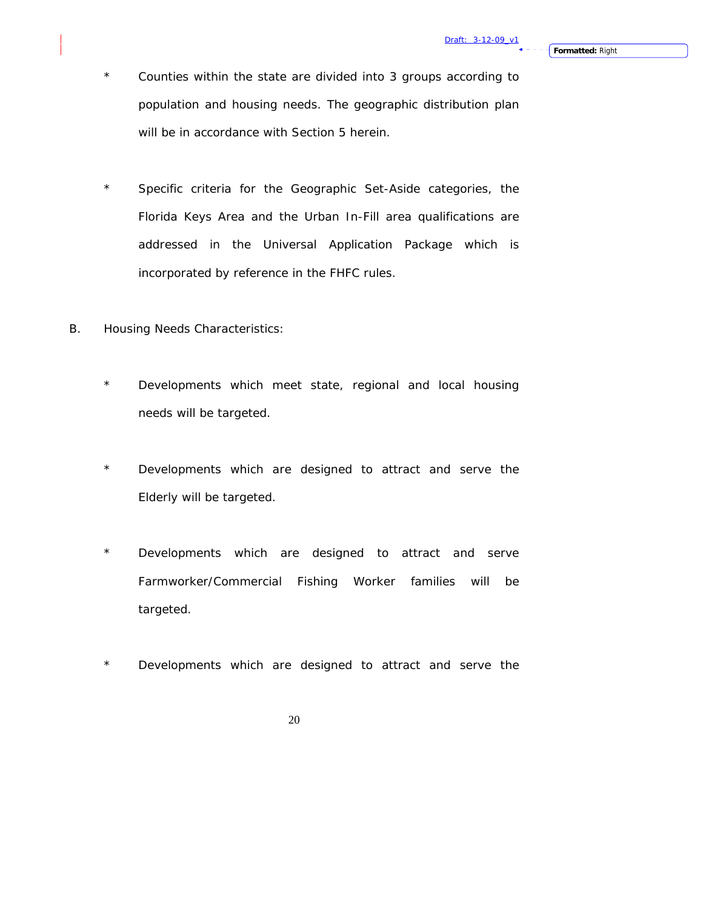* Counties within the state are divided into 3 groups according to population and housing needs. The geographic distribution plan will be in accordance with Section 5 herein.

* Specific criteria for the Geographic Set-Aside categories, the Florida Keys Area and the Urban In-Fill area qualifications are addressed in the Universal Application Package which is incorporated by reference in the FHFC rules.

B. Housing Needs Characteristics:

* Developments which meet state, regional and local housing needs will be targeted.

* Developments which are designed to attract and serve the Elderly will be targeted.

* Developments which are designed to attract and serve Farmworker/Commercial Fishing Worker families will be targeted.

* Developments which are designed to attract and serve the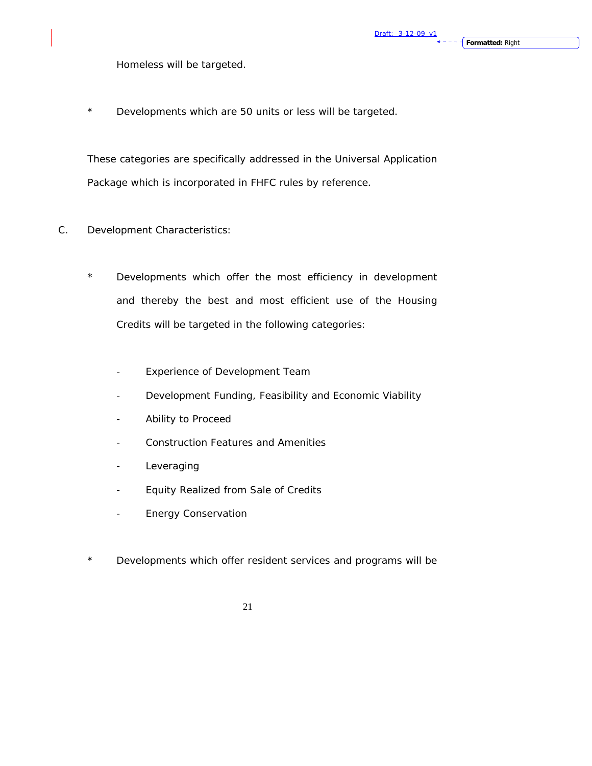Homeless will be targeted.

\* Developments which are 50 units or less will be targeted.

These categories are specifically addressed in the Universal Application Package which is incorporated in FHFC rules by reference.

C. Development Characteristics:

\* Developments which offer the most efficiency in development and thereby the best and most efficient use of the Housing Credits will be targeted in the following categories:

- Experience of Development Team
- Development Funding, Feasibility and Economic Viability
- Ability to Proceed
- Construction Features and Amenities
- Leveraging
- Equity Realized from Sale of Credits
- Energy Conservation

\* Developments which offer resident services and programs will be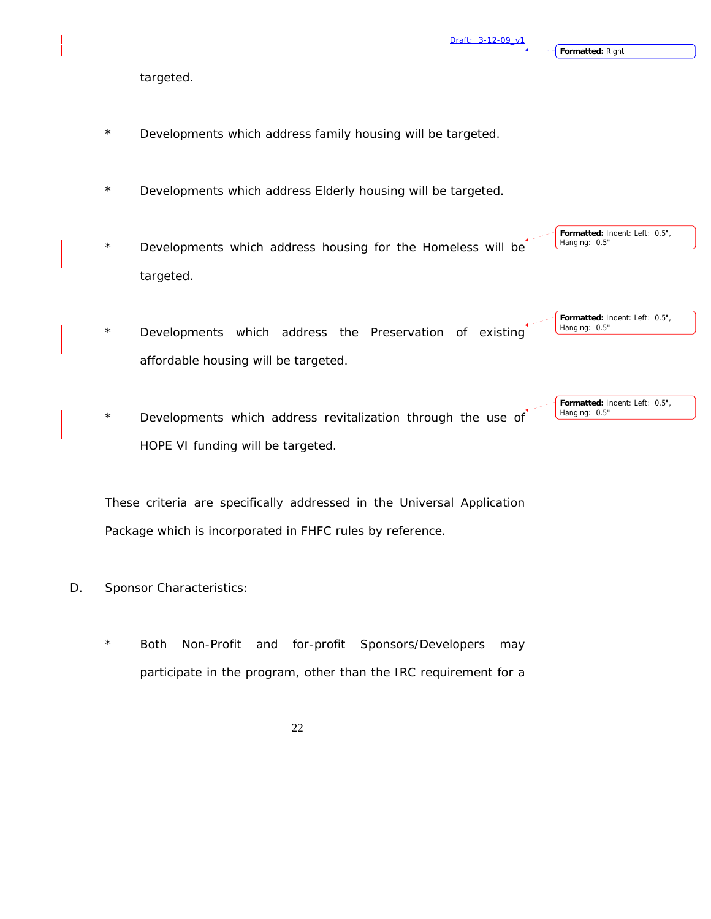targeted.

* Developments which address family housing will be targeted.

* Developments which address Elderly housing will be targeted.

* Developments which address housing for the Homeless will be targeted.

* Developments which address the Preservation of existing affordable housing will be targeted.

* Developments which address revitalization through the use of HOPE VI funding will be targeted.

These criteria are specifically addressed in the Universal Application Package which is incorporated in FHFC rules by reference.

D. Sponsor Characteristics:

* Both Non-Profit and for-profit Sponsors/Developers may participate in the program, other than the IRC requirement for a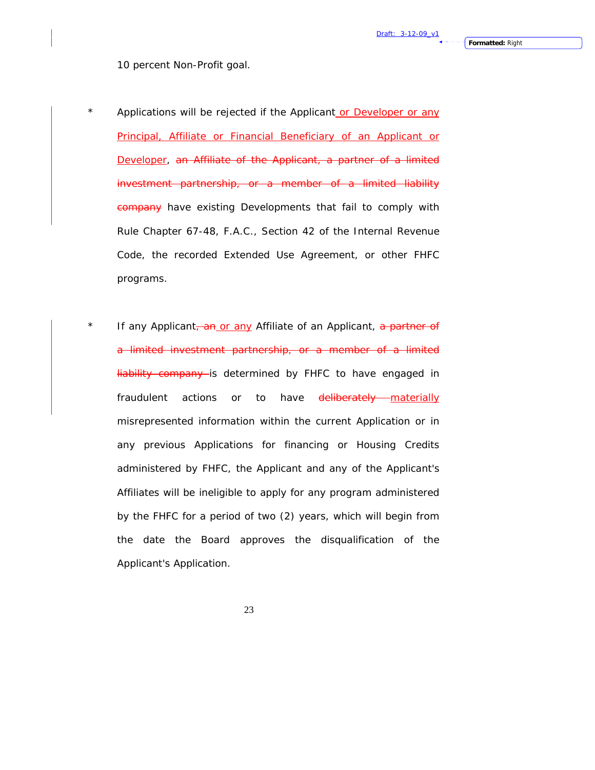10 percent Non-Profit goal.

* Applications will be rejected if the Applicant or Developer or any Principal, Affiliate or Financial Beneficiary of an Applicant or Developer, ~~an Affiliate of the Applicant, a partner of a limited investment partnership, or a member of a limited liability company~~ have existing Developments that fail to comply with Rule Chapter 67-48, F.A.C., Section 42 of the Internal Revenue Code, the recorded Extended Use Agreement, or other FHFC programs.

* If any Applicant~~, an~~ or any Affiliate of an Applicant, ~~a partner of a limited investment partnership, or a member of a limited liability company~~ is determined by FHFC to have engaged in fraudulent actions or to have ~~deliberately~~ materially misrepresented information within the current Application or in any previous Applications for financing or Housing Credits administered by FHFC, the Applicant and any of the Applicant's Affiliates will be ineligible to apply for any program administered by the FHFC for a period of two (2) years, which will begin from the date the Board approves the disqualification of the Applicant's Application.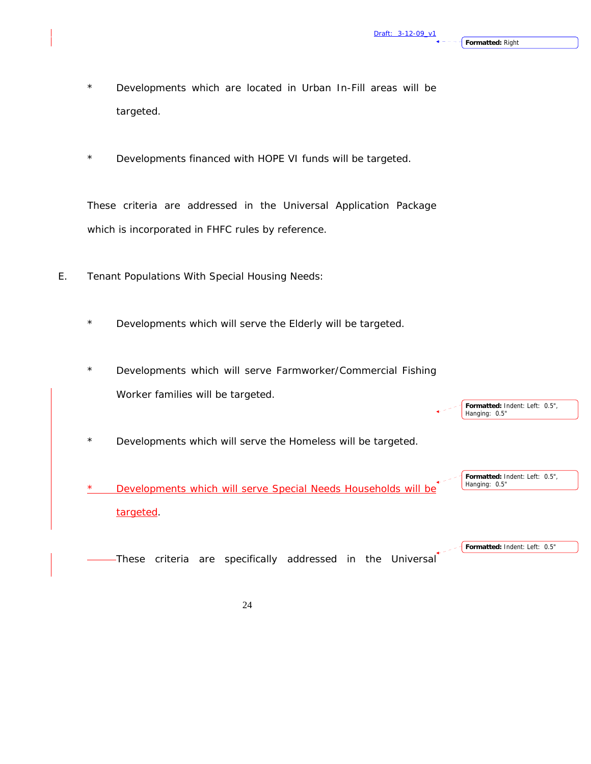* Developments which are located in Urban In-Fill areas will be targeted.

* Developments financed with HOPE VI funds will be targeted.

These criteria are addressed in the Universal Application Package which is incorporated in FHFC rules by reference.

E. Tenant Populations With Special Housing Needs:

* Developments which will serve the Elderly will be targeted.

* Developments which will serve Farmworker/Commercial Fishing Worker families will be targeted.

* Developments which will serve the Homeless will be targeted.

* Developments which will serve Special Needs Households will be targeted.

These criteria are specifically addressed in the Universal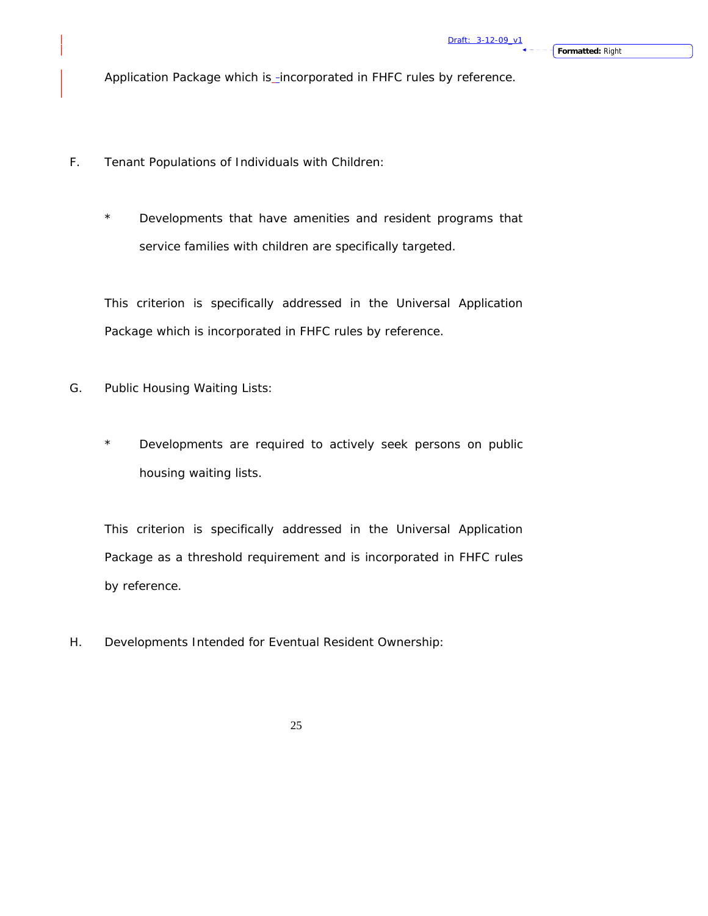Application Package which is incorporated in FHFC rules by reference.

F. Tenant Populations of Individuals with Children:

* Developments that have amenities and resident programs that service families with children are specifically targeted.

This criterion is specifically addressed in the Universal Application Package which is incorporated in FHFC rules by reference.

G. Public Housing Waiting Lists:

* Developments are required to actively seek persons on public housing waiting lists.

This criterion is specifically addressed in the Universal Application Package as a threshold requirement and is incorporated in FHFC rules by reference.

H. Developments Intended for Eventual Resident Ownership: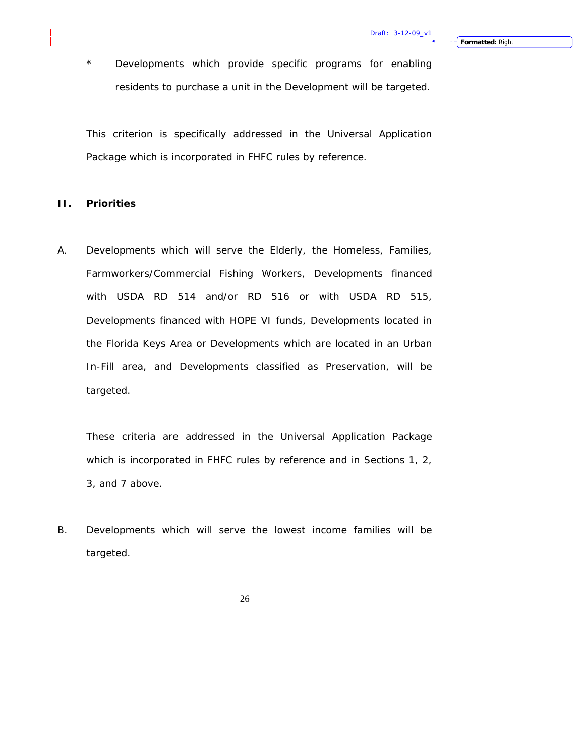* Developments which provide specific programs for enabling residents to purchase a unit in the Development will be targeted.

This criterion is specifically addressed in the Universal Application Package which is incorporated in FHFC rules by reference.

## II. Priorities

A. Developments which will serve the Elderly, the Homeless, Families, Farmworkers/Commercial Fishing Workers, Developments financed with USDA RD 514 and/or RD 516 or with USDA RD 515, Developments financed with HOPE VI funds, Developments located in the Florida Keys Area or Developments which are located in an Urban In-Fill area, and Developments classified as Preservation, will be targeted.

These criteria are addressed in the Universal Application Package which is incorporated in FHFC rules by reference and in Sections 1, 2, 3, and 7 above.

B. Developments which will serve the lowest income families will be targeted.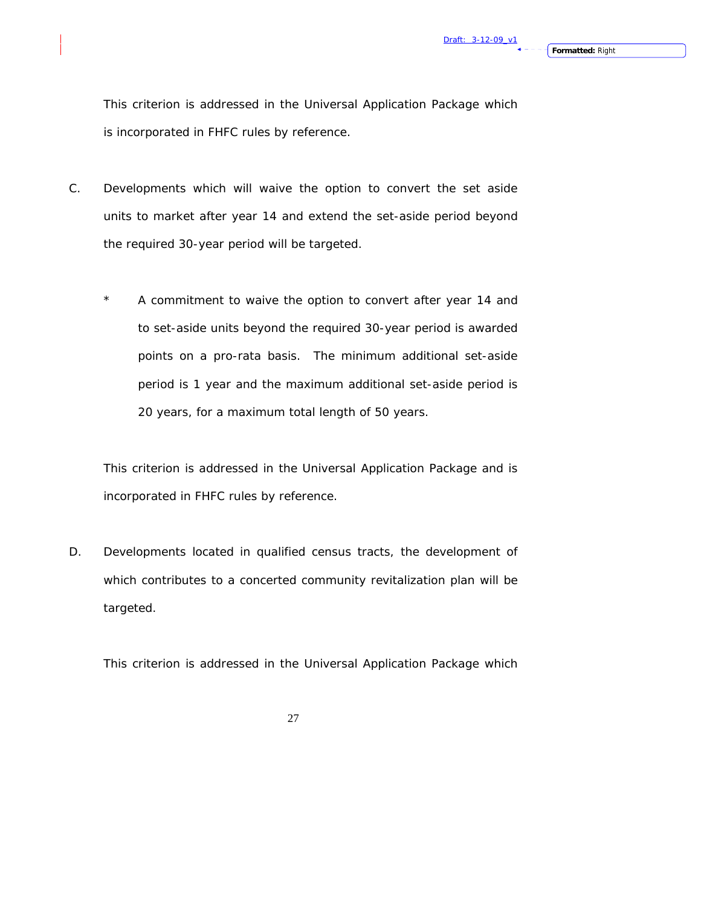This criterion is addressed in the Universal Application Package which is incorporated in FHFC rules by reference.

C. Developments which will waive the option to convert the set aside units to market after year 14 and extend the set-aside period beyond the required 30-year period will be targeted.

   * A commitment to waive the option to convert after year 14 and to set-aside units beyond the required 30-year period is awarded points on a pro-rata basis. The minimum additional set-aside period is 1 year and the maximum additional set-aside period is 20 years, for a maximum total length of 50 years.

   This criterion is addressed in the Universal Application Package and is incorporated in FHFC rules by reference.

D. Developments located in qualified census tracts, the development of which contributes to a concerted community revitalization plan will be targeted.

   This criterion is addressed in the Universal Application Package which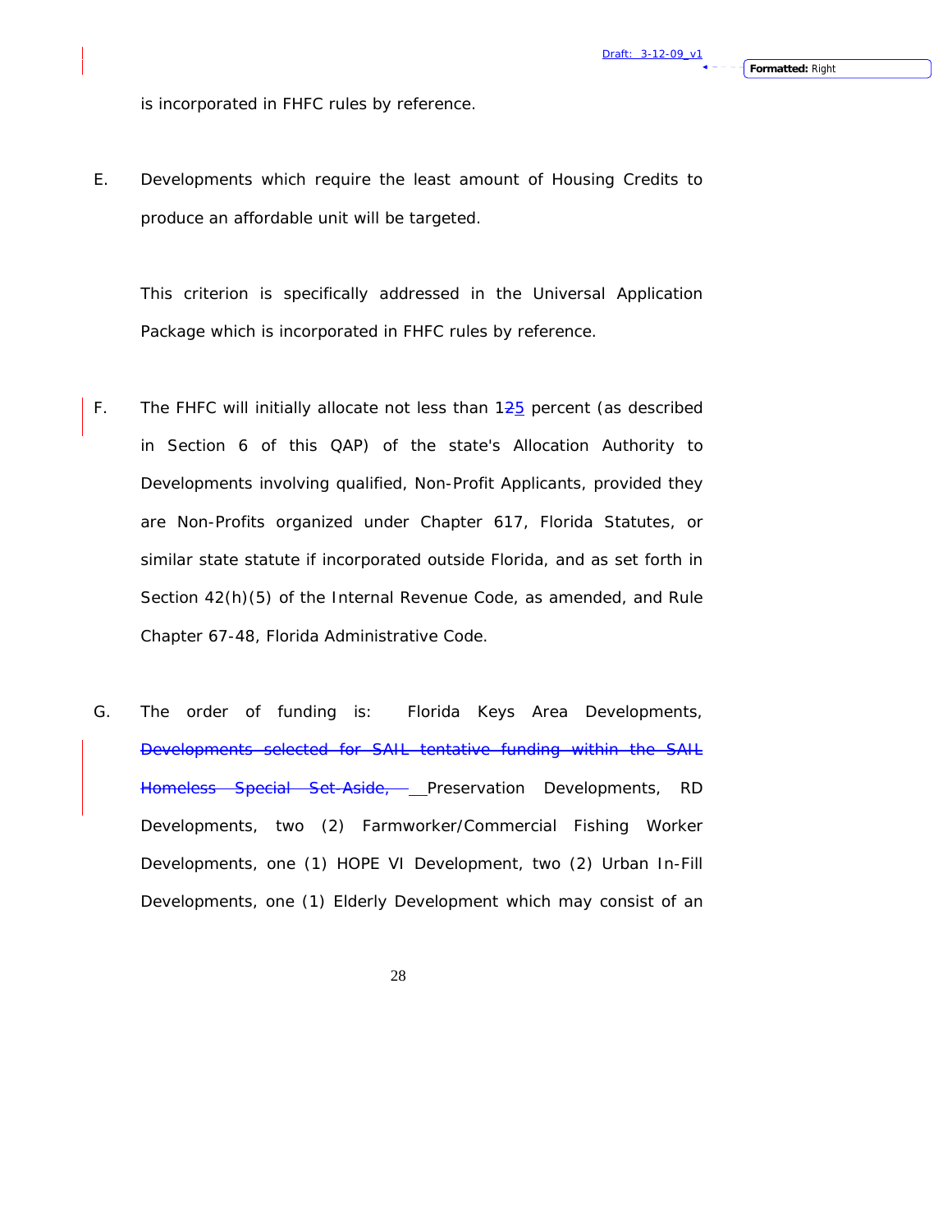is incorporated in FHFC rules by reference.

E. Developments which require the least amount of Housing Credits to produce an affordable unit will be targeted.

This criterion is specifically addressed in the Universal Application Package which is incorporated in FHFC rules by reference.

F. The FHFC will initially allocate not less than ~~12~~5 percent (as described in Section 6 of this QAP) of the state's Allocation Authority to Developments involving qualified, Non-Profit Applicants, provided they are Non-Profits organized under Chapter 617, Florida Statutes, or similar state statute if incorporated outside Florida, and as set forth in Section 42(h)(5) of the Internal Revenue Code, as amended, and Rule Chapter 67-48, Florida Administrative Code.

G. The order of funding is: Florida Keys Area Developments, ~~Developments selected for SAIL tentative funding within the SAIL Homeless Special Set-Aside,~~ Preservation Developments, RD Developments, two (2) Farmworker/Commercial Fishing Worker Developments, one (1) HOPE VI Development, two (2) Urban In-Fill Developments, one (1) Elderly Development which may consist of an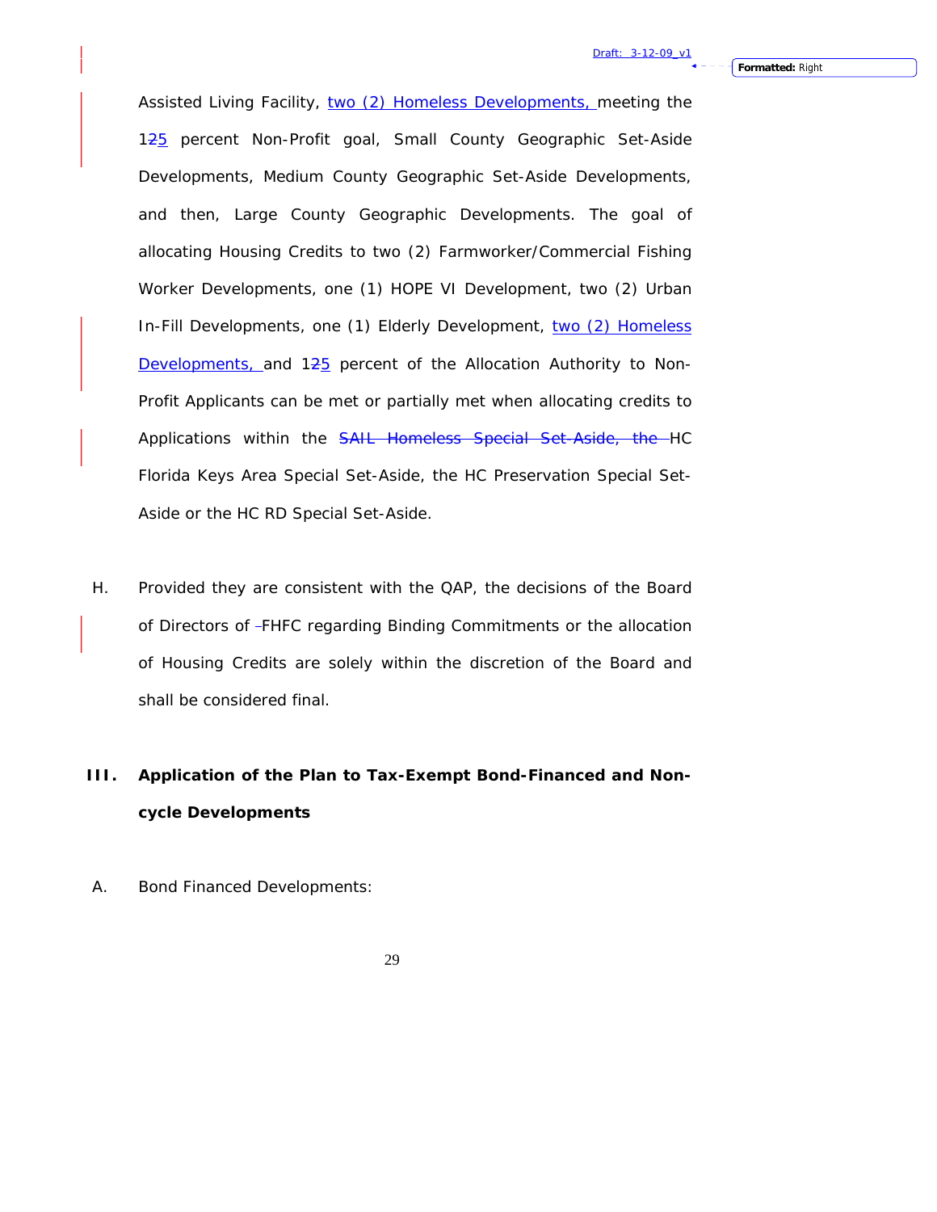Assisted Living Facility, two (2) Homeless Developments, meeting the 125 percent Non-Profit goal, Small County Geographic Set-Aside Developments, Medium County Geographic Set-Aside Developments, and then, Large County Geographic Developments. The goal of allocating Housing Credits to two (2) Farmworker/Commercial Fishing Worker Developments, one (1) HOPE VI Development, two (2) Urban In-Fill Developments, one (1) Elderly Development, two (2) Homeless Developments, and 125 percent of the Allocation Authority to Non-Profit Applicants can be met or partially met when allocating credits to Applications within the SAIL Homeless Special Set-Aside, the HC Florida Keys Area Special Set-Aside, the HC Preservation Special Set-Aside or the HC RD Special Set-Aside.

H. Provided they are consistent with the QAP, the decisions of the Board of Directors of FHFC regarding Binding Commitments or the allocation of Housing Credits are solely within the discretion of the Board and shall be considered final.

## III. Application of the Plan to Tax-Exempt Bond-Financed and Non-cycle Developments

A. Bond Financed Developments: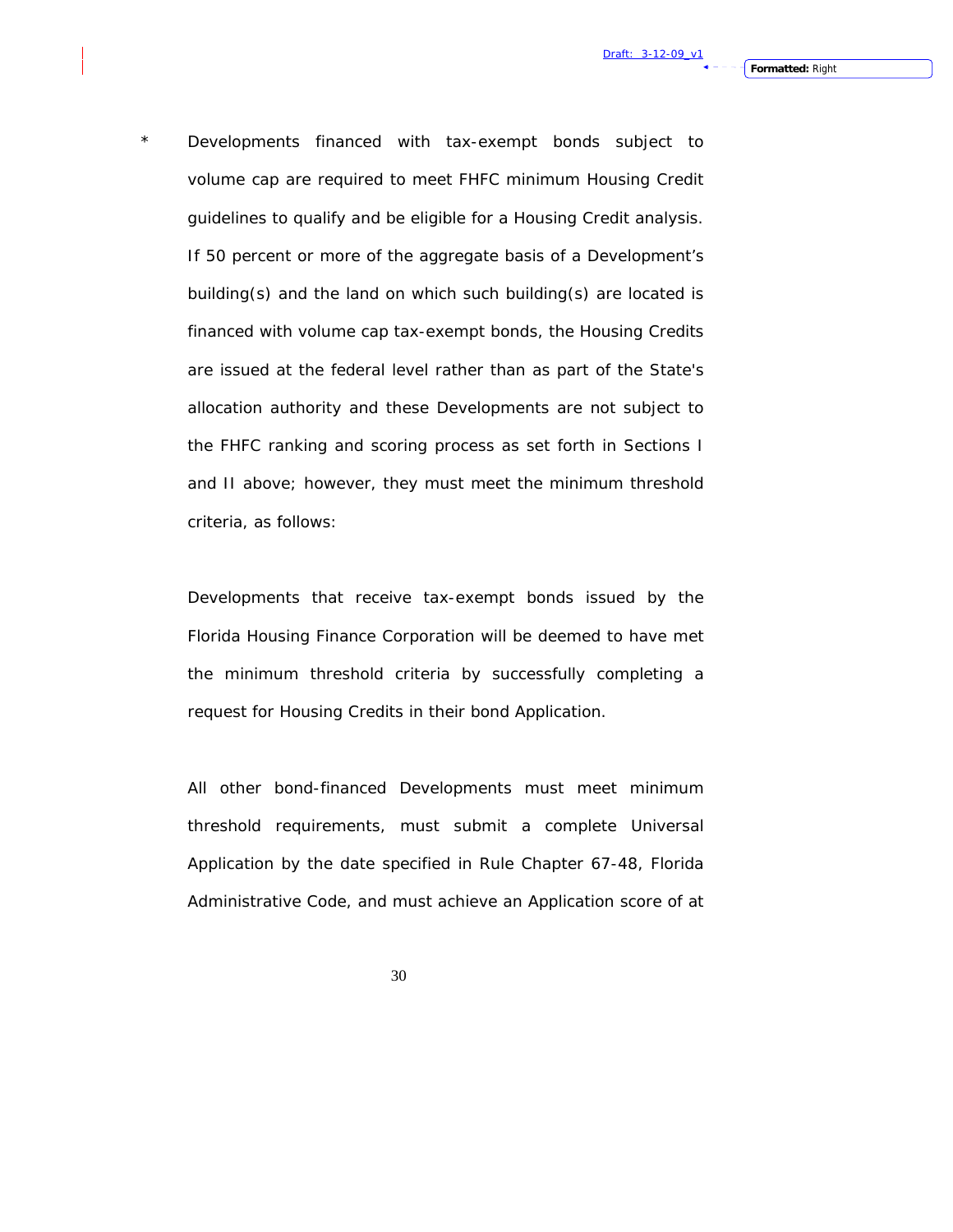\* Developments financed with tax-exempt bonds subject to volume cap are required to meet FHFC minimum Housing Credit guidelines to qualify and be eligible for a Housing Credit analysis. If 50 percent or more of the aggregate basis of a Development's building(s) and the land on which such building(s) are located is financed with volume cap tax-exempt bonds, the Housing Credits are issued at the federal level rather than as part of the State's allocation authority and these Developments are not subject to the FHFC ranking and scoring process as set forth in Sections I and II above; however, they must meet the minimum threshold criteria, as follows:

Developments that receive tax-exempt bonds issued by the Florida Housing Finance Corporation will be deemed to have met the minimum threshold criteria by successfully completing a request for Housing Credits in their bond Application.

All other bond-financed Developments must meet minimum threshold requirements, must submit a complete Universal Application by the date specified in Rule Chapter 67-48, Florida Administrative Code, and must achieve an Application score of at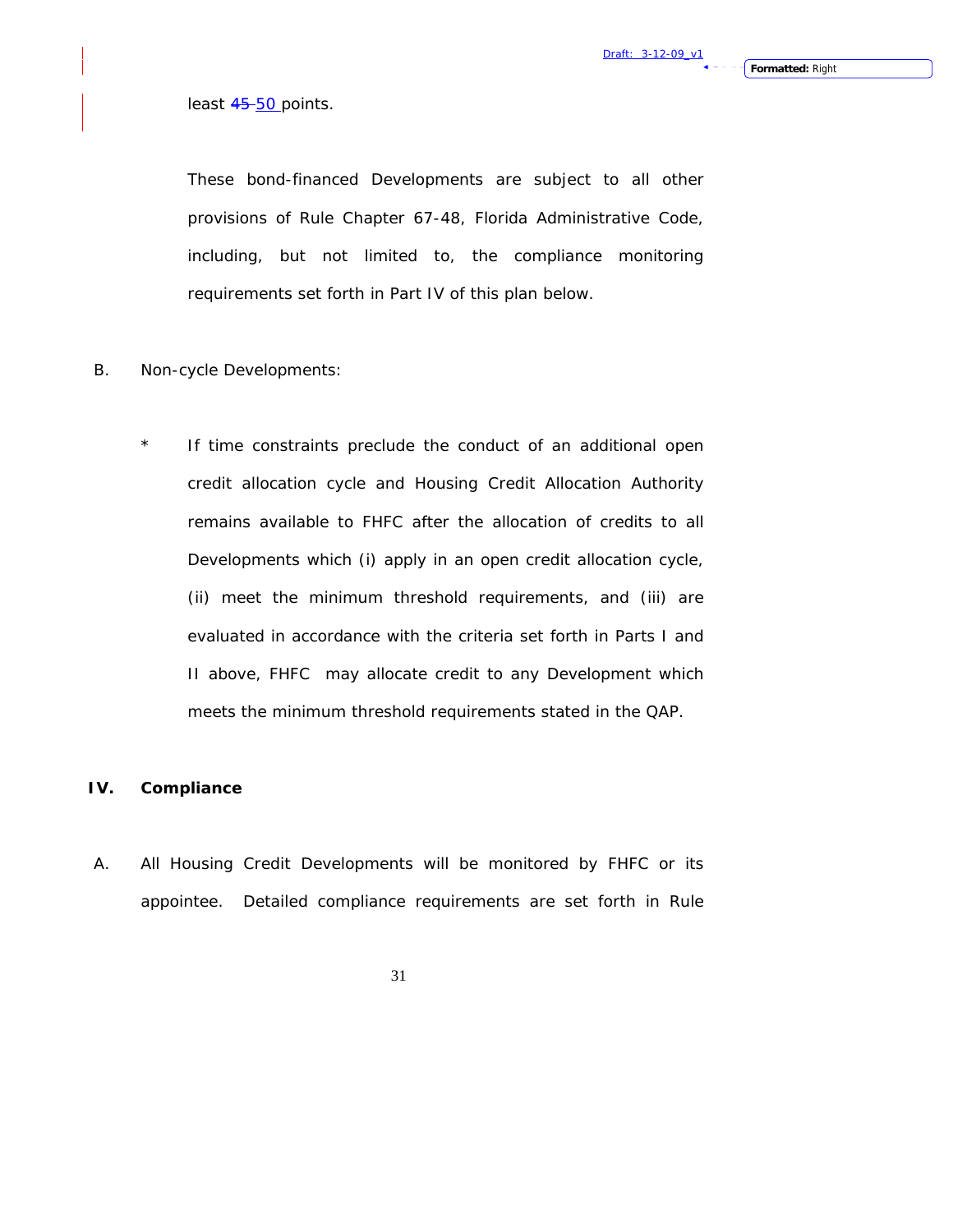least ~~45~~ 50 points.

These bond-financed Developments are subject to all other provisions of Rule Chapter 67-48, Florida Administrative Code, including, but not limited to, the compliance monitoring requirements set forth in Part IV of this plan below.

B. Non-cycle Developments:

\* If time constraints preclude the conduct of an additional open credit allocation cycle and Housing Credit Allocation Authority remains available to FHFC after the allocation of credits to all Developments which (i) apply in an open credit allocation cycle, (ii) meet the minimum threshold requirements, and (iii) are evaluated in accordance with the criteria set forth in Parts I and II above, FHFC may allocate credit to any Development which meets the minimum threshold requirements stated in the QAP.

## IV. Compliance

A. All Housing Credit Developments will be monitored by FHFC or its appointee. Detailed compliance requirements are set forth in Rule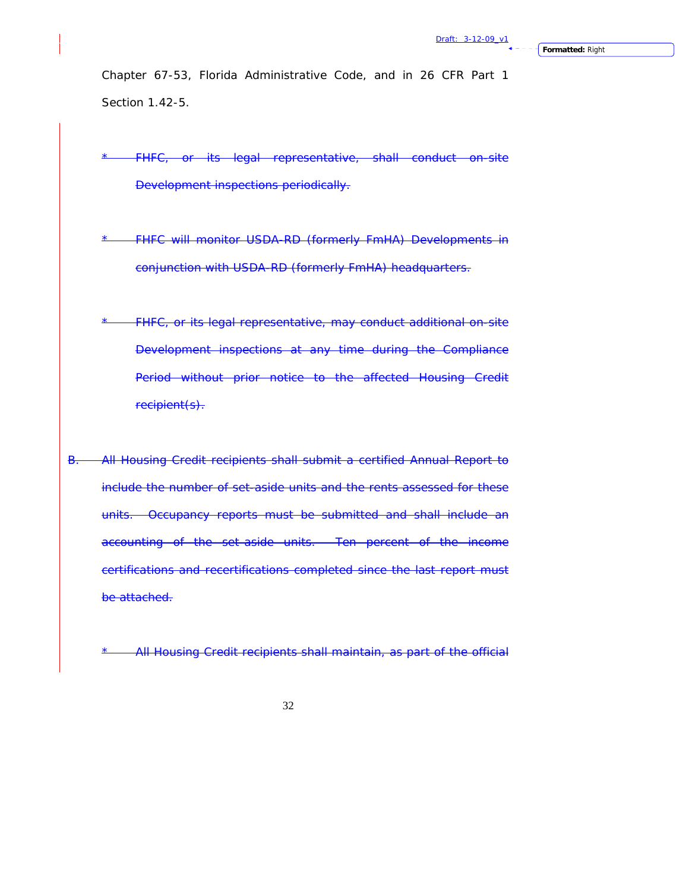Chapter 67-53, Florida Administrative Code, and in 26 CFR Part 1 Section 1.42-5.

~~* FHFC, or its legal representative, shall conduct on-site Development inspections periodically.~~

~~* FHFC will monitor USDA-RD (formerly FmHA) Developments in conjunction with USDA-RD (formerly FmHA) headquarters.~~

~~* FHFC, or its legal representative, may conduct additional on-site Development inspections at any time during the Compliance Period without prior notice to the affected Housing Credit recipient(s).~~

~~B. All Housing Credit recipients shall submit a certified Annual Report to include the number of set-aside units and the rents assessed for these units. Occupancy reports must be submitted and shall include an accounting of the set-aside units. Ten percent of the income certifications and recertifications completed since the last report must be attached.~~

~~* All Housing Credit recipients shall maintain, as part of the official~~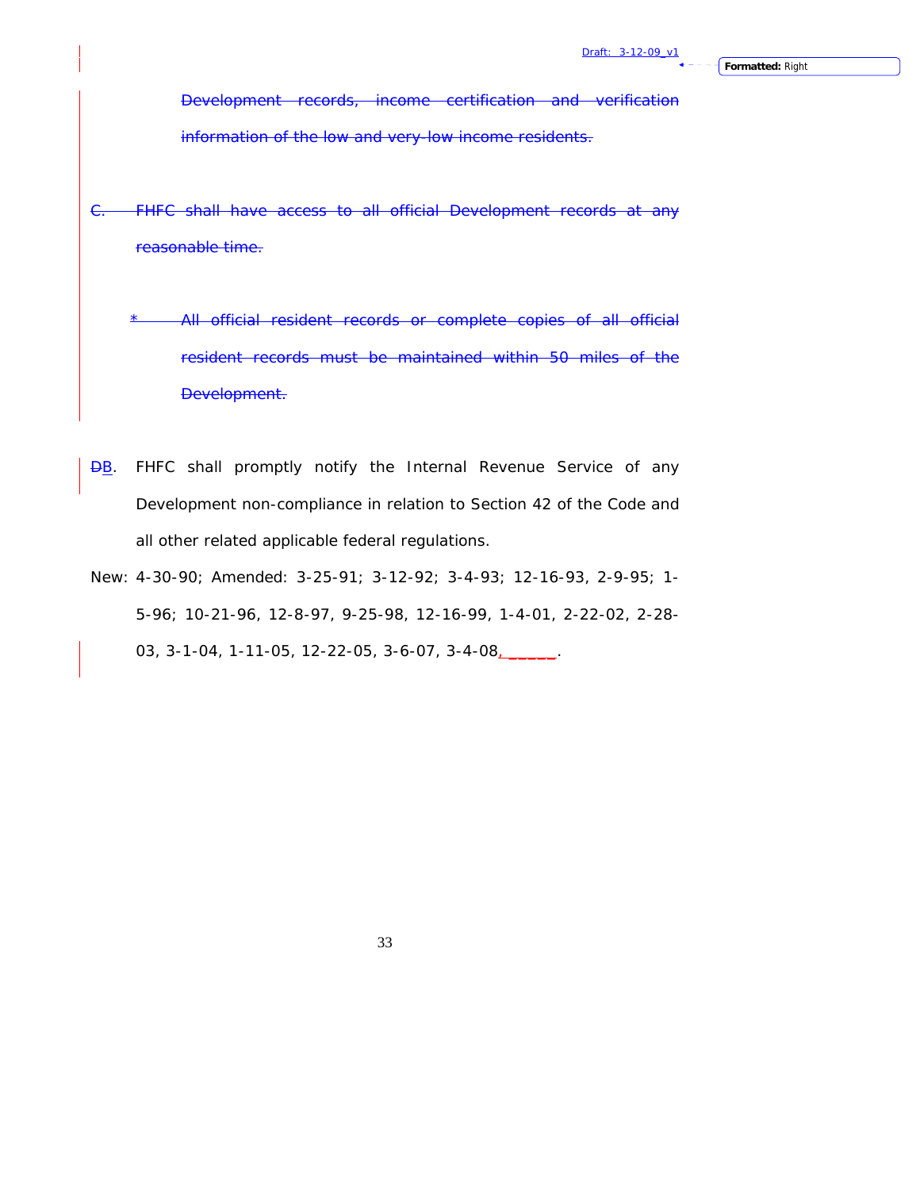~~Development records, income certification and verification information of the low and very-low income residents.~~

~~C. FHFC shall have access to all official Development records at any reasonable time.~~

~~* All official resident records or complete copies of all official resident records must be maintained within 50 miles of the Development.~~

~~D~~B. FHFC shall promptly notify the Internal Revenue Service of any Development non-compliance in relation to Section 42 of the Code and all other related applicable federal regulations.

New: 4-30-90; Amended: 3-25-91; 3-12-92; 3-4-93; 12-16-93, 2-9-95; 1-5-96; 10-21-96, 12-8-97, 9-25-98, 12-16-99, 1-4-01, 2-22-02, 2-28-03, 3-1-04, 1-11-05, 12-22-05, 3-6-07, 3-4-08, ______.